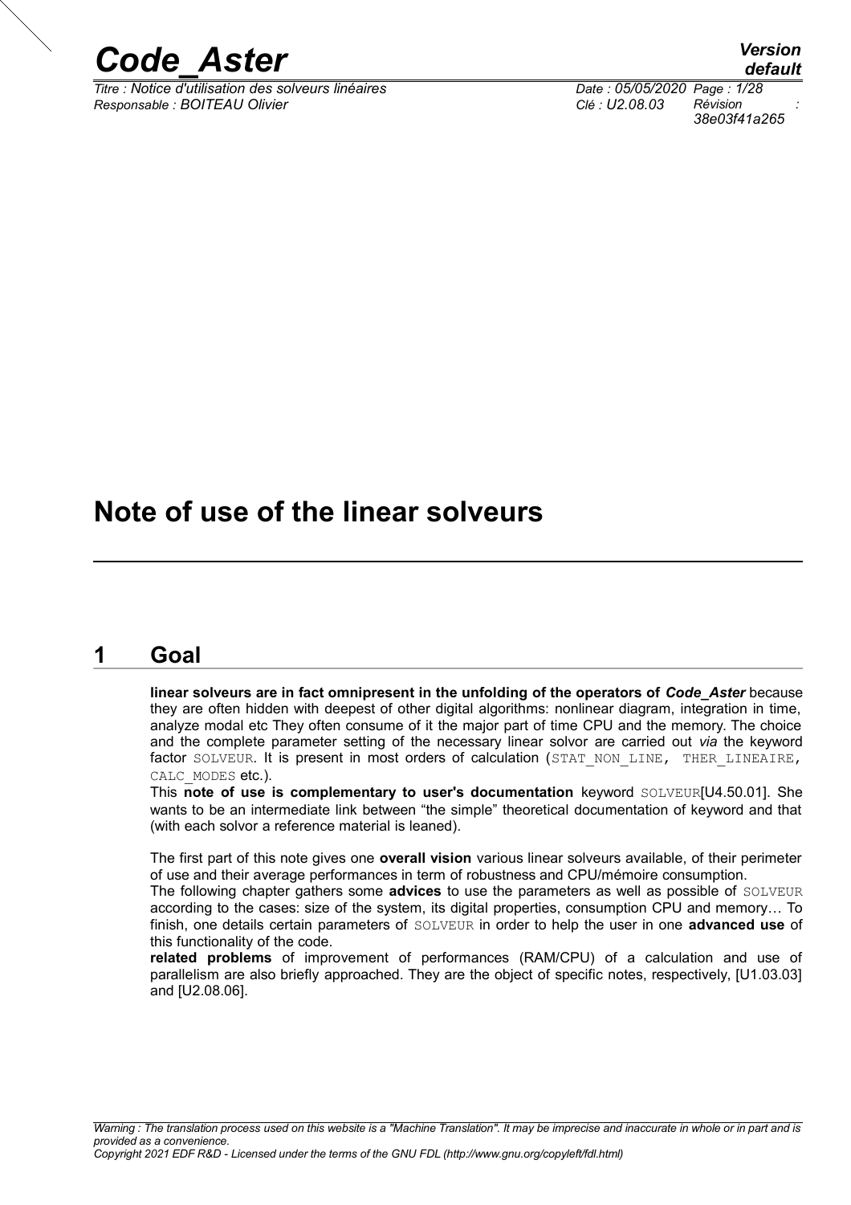# Note of use of the linear solveurs

## 1 Goal

**linear solveurs are in fact omnipresent in the unfolding of the operators of *Code_Aster*** because they are often hidden with deepest of other digital algorithms: nonlinear diagram, integration in time, analyze modal etc They often consume of it the major part of time CPU and the memory. The choice and the complete parameter setting of the necessary linear solvor are carried out *via* the keyword factor SOLVEUR. It is present in most orders of calculation (STAT_NON_LINE, THER_LINEAIRE, CALC_MODES etc.).

This **note of use is complementary to user's documentation** keyword SOLVEUR[U4.50.01]. She wants to be an intermediate link between "the simple" theoretical documentation of keyword and that (with each solvor a reference material is leaned).

The first part of this note gives one **overall vision** various linear solveurs available, of their perimeter of use and their average performances in term of robustness and CPU/mémoire consumption.

The following chapter gathers some **advices** to use the parameters as well as possible of SOLVEUR according to the cases: size of the system, its digital properties, consumption CPU and memory… To finish, one details certain parameters of SOLVEUR in order to help the user in one **advanced use** of this functionality of the code.

**related problems** of improvement of performances (RAM/CPU) of a calculation and use of parallelism are also briefly approached. They are the object of specific notes, respectively, [U1.03.03] and [U2.08.06].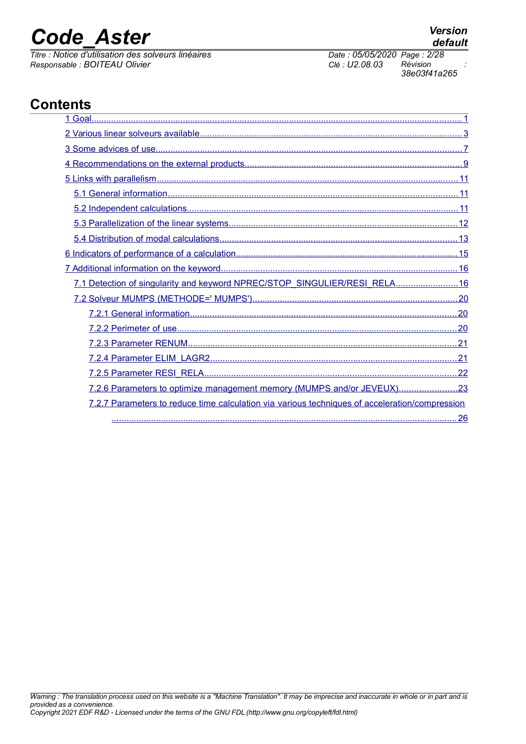# Contents

1 Goal........................................................................................................................................................1

2 Various linear solveurs available..........................................................................................................3

3 Some advices of use.............................................................................................................................7

4 Recommendations on the external products........................................................................................9

5 Links with parallelism..........................................................................................................................11

  5.1 General information.....................................................................................................................11

  5.2 Independent calculations.............................................................................................................11

  5.3 Parallelization of the linear systems.............................................................................................12

  5.4 Distribution of modal calculations................................................................................................13

6 Indicators of performance of a calculation..........................................................................................15

7 Additional information on the keyword.................................................................................................16

  7.1 Detection of singularity and keyword NPREC/STOP_SINGULIER/RESI_RELA..........................16

  7.2 Solveur MUMPS (METHODE=' MUMPS')....................................................................................20

    7.2.1 General information............................................................................................................20

    7.2.2 Perimeter of use.................................................................................................................20

    7.2.3 Parameter RENUM.............................................................................................................21

    7.2.4 Parameter ELIM_LAGR2....................................................................................................21

    7.2.5 Parameter RESI_RELA......................................................................................................22

    7.2.6 Parameters to optimize management memory (MUMPS and/or JEVEUX).......................23

    7.2.7 Parameters to reduce time calculation via various techniques of acceleration/compression ............................................................................................................................................26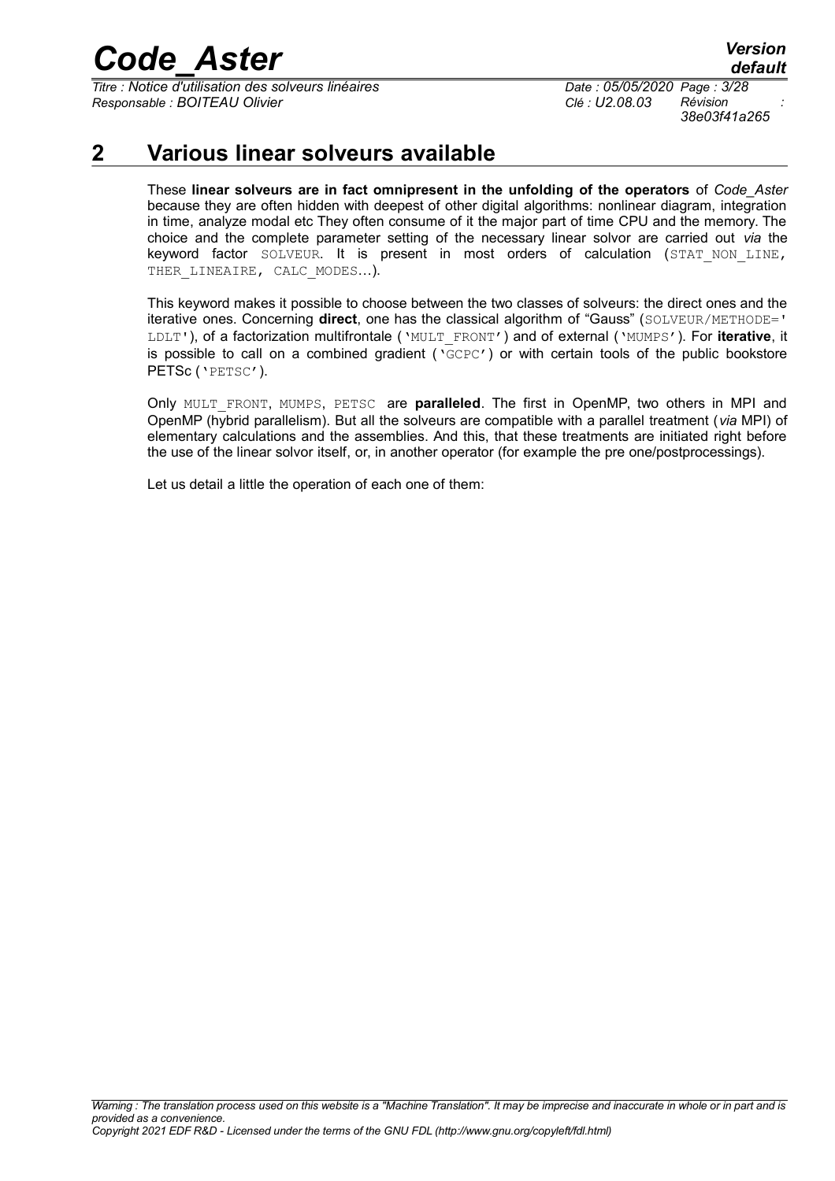## 2 Various linear solveurs available

These **linear solveurs are in fact omnipresent in the unfolding of the operators** of *Code_Aster* because they are often hidden with deepest of other digital algorithms: nonlinear diagram, integration in time, analyze modal etc They often consume of it the major part of time CPU and the memory. The choice and the complete parameter setting of the necessary linear solvor are carried out *via* the keyword factor SOLVEUR. It is present in most orders of calculation (STAT_NON_LINE, THER_LINEAIRE, CALC_MODES…).

This keyword makes it possible to choose between the two classes of solveurs: the direct ones and the iterative ones. Concerning **direct**, one has the classical algorithm of "Gauss" (SOLVEUR/METHODE=' LDLT'), of a factorization multifrontale ('MULT_FRONT') and of external ('MUMPS'). For **iterative**, it is possible to call on a combined gradient ('GCPC') or with certain tools of the public bookstore PETSc ('PETSC').

Only MULT_FRONT, MUMPS, PETSC are **paralleled**. The first in OpenMP, two others in MPI and OpenMP (hybrid parallelism). But all the solveurs are compatible with a parallel treatment (*via* MPI) of elementary calculations and the assemblies. And this, that these treatments are initiated right before the use of the linear solvor itself, or, in another operator (for example the pre one/postprocessings).

Let us detail a little the operation of each one of them: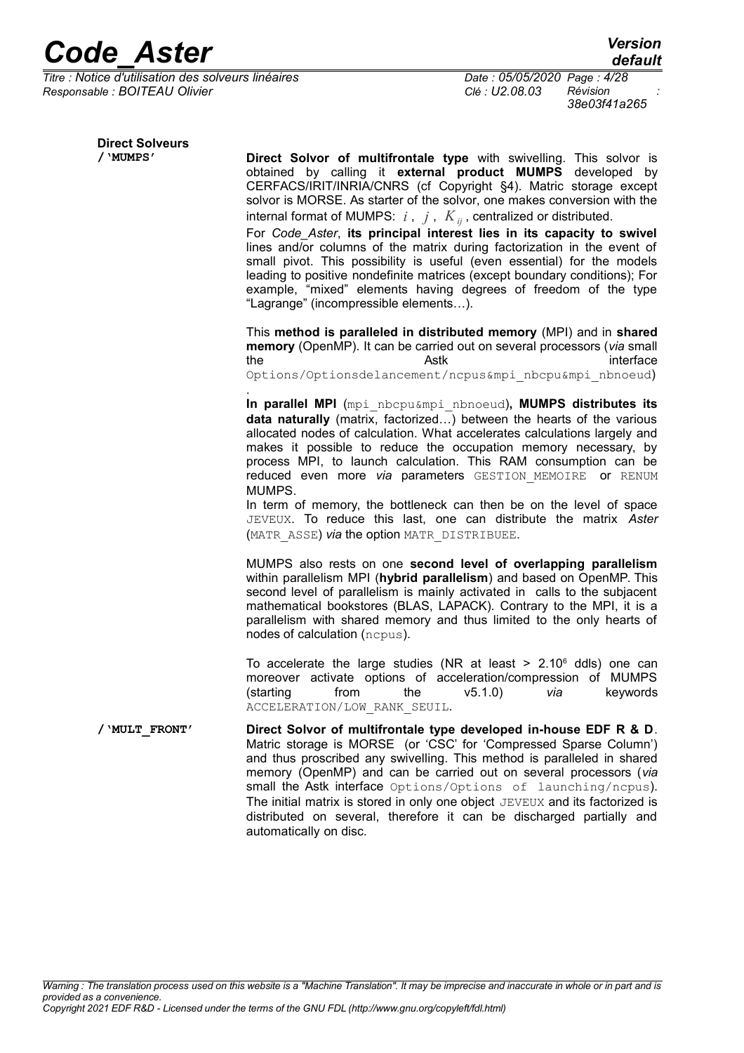**Direct Solveurs**

**/'MUMPS'**

**Direct Solvor of multifrontale type** with swivelling. This solvor is obtained by calling it **external product MUMPS** developed by CERFACS/IRIT/INRIA/CNRS (cf Copyright §4). Matric storage except solvor is MORSE. As starter of the solvor, one makes conversion with the internal format of MUMPS: $i$, $j$, $K_{ij}$, centralized or distributed.

For *Code_Aster*, **its principal interest lies in its capacity to swivel** lines and/or columns of the matrix during factorization in the event of small pivot. This possibility is useful (even essential) for the models leading to positive nondefinite matrices (except boundary conditions); For example, "mixed" elements having degrees of freedom of the type "Lagrange" (incompressible elements…).

This **method is paralleled in distributed memory** (MPI) and in **shared memory** (OpenMP). It can be carried out on several processors (*via* small the Astk interface `Options/Optionsdelancement/ncpus&mpi_nbcpu&mpi_nbnoeud`).

**In parallel MPI** (`mpi_nbcpu&mpi_nbnoeud`)**, MUMPS distributes its data naturally** (matrix, factorized…) between the hearts of the various allocated nodes of calculation. What accelerates calculations largely and makes it possible to reduce the occupation memory necessary, by process MPI, to launch calculation. This RAM consumption can be reduced even more *via* parameters `GESTION_MEMOIRE` or `RENUM` MUMPS.

In term of memory, the bottleneck can then be on the level of space `JEVEUX`. To reduce this last, one can distribute the matrix *Aster* (`MATR_ASSE`) *via* the option `MATR_DISTRIBUEE`.

MUMPS also rests on one **second level of overlapping parallelism** within parallelism MPI (**hybrid parallelism**) and based on OpenMP. This second level of parallelism is mainly activated in calls to the subjacent mathematical bookstores (BLAS, LAPACK). Contrary to the MPI, it is a parallelism with shared memory and thus limited to the only hearts of nodes of calculation (`ncpus`).

To accelerate the large studies (NR at least > $2.10^6$ ddls) one can moreover activate options of acceleration/compression of MUMPS (starting from the v5.1.0) *via* keywords `ACCELERATION/LOW_RANK_SEUIL`.

**/'MULT_FRONT'**

**Direct Solvor of multifrontale type developed in-house EDF R & D**. Matric storage is MORSE (or 'CSC' for 'Compressed Sparse Column') and thus proscribed any swivelling. This method is paralleled in shared memory (OpenMP) and can be carried out on several processors (*via* small the Astk interface `Options/Options of launching/ncpus`). The initial matrix is stored in only one object `JEVEUX` and its factorized is distributed on several, therefore it can be discharged partially and automatically on disc.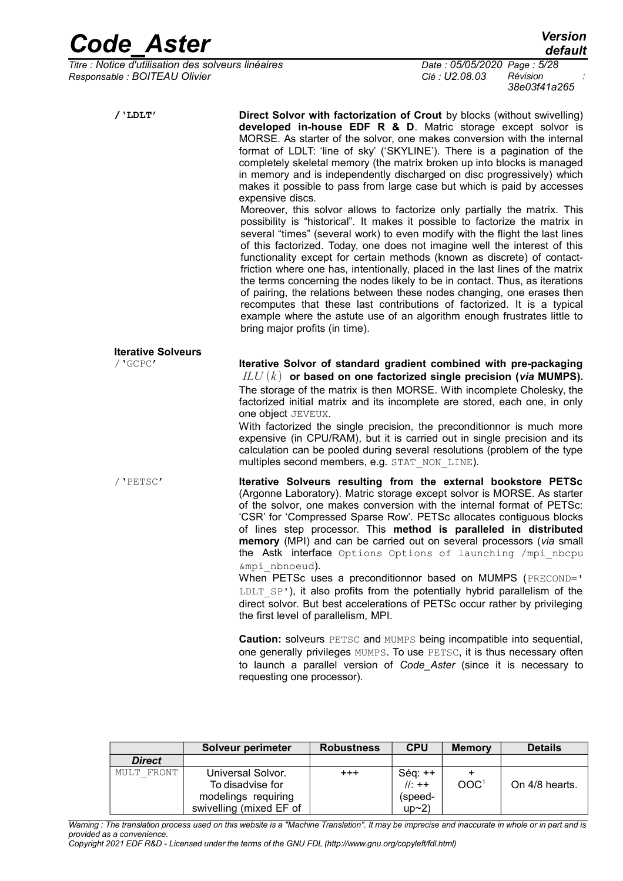**/'LDLT'**

**Direct Solvor with factorization of Crout** by blocks (without swivelling) **developed in-house EDF R & D**. Matric storage except solvor is MORSE. As starter of the solvor, one makes conversion with the internal format of LDLT: 'line of sky' ('SKYLINE'). There is a pagination of the completely skeletal memory (the matrix broken up into blocks is managed in memory and is independently discharged on disc progressively) which makes it possible to pass from large case but which is paid by accesses expensive discs.

Moreover, this solvor allows to factorize only partially the matrix. This possibility is "historical". It makes it possible to factorize the matrix in several "times" (several work) to even modify with the flight the last lines of this factorized. Today, one does not imagine well the interest of this functionality except for certain methods (known as discrete) of contact-friction where one has, intentionally, placed in the last lines of the matrix the terms concerning the nodes likely to be in contact. Thus, as iterations of pairing, the relations between these nodes changing, one erases then recomputes that these last contributions of factorized. It is a typical example where the astute use of an algorithm enough frustrates little to bring major profits (in time).

**Iterative Solveurs**

/'GCPC'

**Iterative Solvor of standard gradient combined with pre-packaging $ILU(k)$ or based on one factorized single precision (*via* MUMPS).** The storage of the matrix is then MORSE. With incomplete Cholesky, the factorized initial matrix and its incomplete are stored, each one, in only one object JEVEUX.

With factorized the single precision, the preconditionnor is much more expensive (in CPU/RAM), but it is carried out in single precision and its calculation can be pooled during several resolutions (problem of the type multiples second members, e.g. STAT_NON_LINE).

/'PETSC'

**Iterative Solveurs resulting from the external bookstore PETSc** (Argonne Laboratory). Matric storage except solvor is MORSE. As starter of the solvor, one makes conversion with the internal format of PETSc: 'CSR' for 'Compressed Sparse Row'. PETSc allocates contiguous blocks of lines step processor. This **method is paralleled in distributed memory** (MPI) and can be carried out on several processors (*via* small the Astk interface Options Options of launching /mpi_nbcpu &mpi_nbnoeud).

When PETSc uses a preconditionnor based on MUMPS (PRECOND=' LDLT_SP'), it also profits from the potentially hybrid parallelism of the direct solvor. But best accelerations of PETSc occur rather by privileging the first level of parallelism, MPI.

**Caution:** solveurs PETSC and MUMPS being incompatible into sequential, one generally privileges MUMPS. To use PETSC, it is thus necessary often to launch a parallel version of *Code_Aster* (since it is necessary to requesting one processor).

| | Solveur perimeter | Robustness | CPU | Memory | Details |
|---|---|---|---|---|---|
| ***Direct*** | | | | | |
| MULT_FRONT | Universal Solvor. To disadvise for modelings requiring swivelling (mixed EF of | +++ | Séq: ++ //: ++ (speed-up~2) | + OOC[1] | On 4/8 hearts. |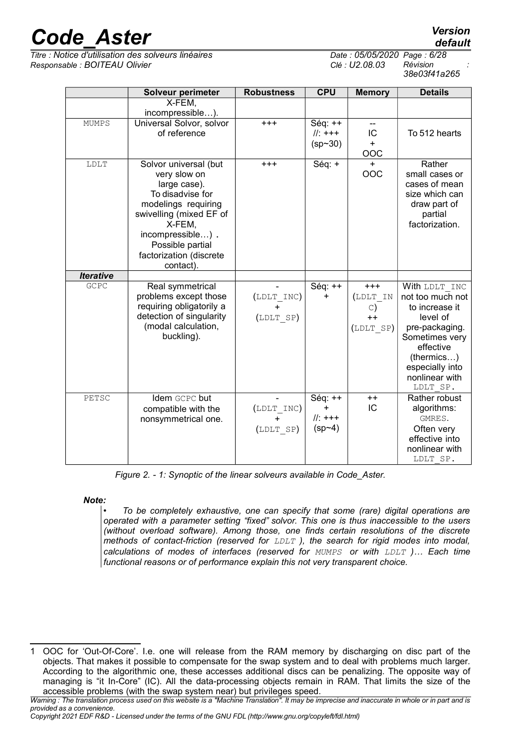| | Solveur perimeter | Robustness | CPU | Memory | Details |
|---|---|---|---|---|---|
| | X-FEM, incompressible…). | | | | |
| MUMPS | Universal Solvor, solvor of reference | +++ | Séq: ++ //: +++ (sp~30) | -- IC + OOC | To 512 hearts |
| LDLT | Solvor universal (but very slow on large case). To disadvise for modelings requiring swivelling (mixed EF of X-FEM, incompressible…) . Possible partial factorization (discrete contact). | +++ | Séq: + | + OOC | Rather small cases or cases of mean size which can draw part of partial factorization. |
| ***Iterative*** | | | | | |
| GCPC | Real symmetrical problems except those requiring obligatorily a detection of singularity (modal calculation, buckling). | - (LDLT_INC) + (LDLT_SP) | Séq: ++ + | +++ (LDLT_INC) ++ (LDLT_SP) | With LDLT_INC not too much not to increase it level of pre-packaging. Sometimes very effective (thermics…) especially into nonlinear with LDLT_SP. |
| PETSC | Idem GCPC but compatible with the nonsymmetrical one. | - (LDLT_INC) + (LDLT_SP) | Séq: ++ + //: +++ (sp~4) | ++ IC | Rather robust algorithms: GMRES. Often very effective into nonlinear with LDLT_SP. |

*Figure 2. - 1: Synoptic of the linear solveurs available in Code_Aster.*

***Note:***

- *To be completely exhaustive, one can specify that some (rare) digital operations are operated with a parameter setting "fixed" solvor. This one is thus inaccessible to the users (without overload software). Among those, one finds certain resolutions of the discrete methods of contact-friction (reserved for LDLT ), the search for rigid modes into modal, calculations of modes of interfaces (reserved for MUMPS or with LDLT )… Each time functional reasons or of performance explain this not very transparent choice.*

---

1 OOC for 'Out-Of-Core'. I.e. one will release from the RAM memory by discharging on disc part of the objects. That makes it possible to compensate for the swap system and to deal with problems much larger. According to the algorithmic one, these accesses additional discs can be penalizing. The opposite way of managing is "it In-Core" (IC). All the data-processing objects remain in RAM. That limits the size of the accessible problems (with the swap system near) but privileges speed.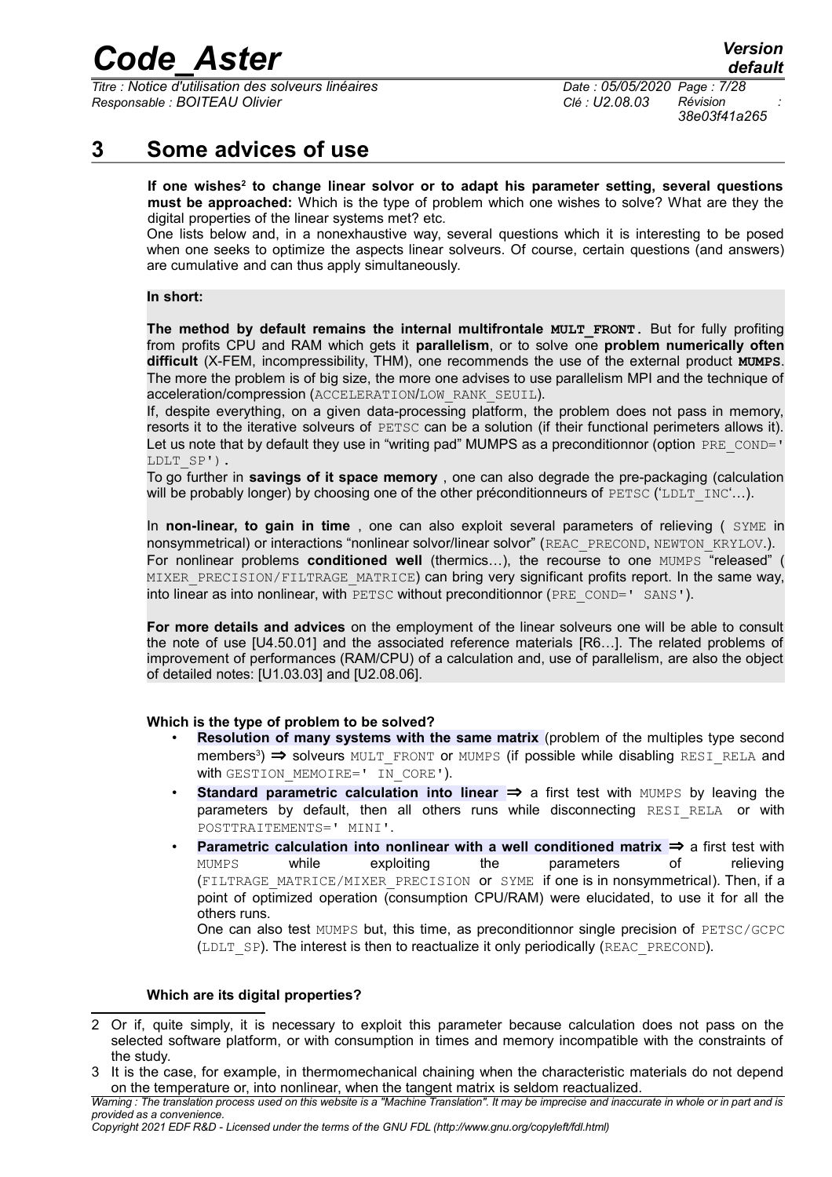# 3 Some advices of use

**If one wishes[2] to change linear solvor or to adapt his parameter setting, several questions must be approached:** Which is the type of problem which one wishes to solve? What are they the digital properties of the linear systems met? etc.

One lists below and, in a nonexhaustive way, several questions which it is interesting to be posed when one seeks to optimize the aspects linear solveurs. Of course, certain questions (and answers) are cumulative and can thus apply simultaneously.

**In short:**

**The method by default remains the internal multifrontale MULT_FRONT.** But for fully profiting from profits CPU and RAM which gets it **parallelism**, or to solve one **problem numerically often difficult** (X-FEM, incompressibility, THM), one recommends the use of the external product **MUMPS**. The more the problem is of big size, the more one advises to use parallelism MPI and the technique of acceleration/compression (ACCELERATION/LOW_RANK_SEUIL).

If, despite everything, on a given data-processing platform, the problem does not pass in memory, resorts it to the iterative solveurs of PETSC can be a solution (if their functional perimeters allows it). Let us note that by default they use in "writing pad" MUMPS as a preconditionnor (option PRE_COND=' LDLT_SP').

To go further in **savings of it space memory** , one can also degrade the pre-packaging (calculation will be probably longer) by choosing one of the other préconditionneurs of PETSC ('LDLT_INC'…).

In **non-linear, to gain in time** , one can also exploit several parameters of relieving ( SYME in nonsymmetrical) or interactions "nonlinear solvor/linear solvor" (REAC_PRECOND, NEWTON_KRYLOV.).
For nonlinear problems **conditioned well** (thermics…), the recourse to one MUMPS "released" ( MIXER_PRECISION/FILTRAGE_MATRICE) can bring very significant profits report. In the same way, into linear as into nonlinear, with PETSC without preconditionnor (PRE_COND=' SANS').

**For more details and advices** on the employment of the linear solveurs one will be able to consult the note of use [U4.50.01] and the associated reference materials [R6…]. The related problems of improvement of performances (RAM/CPU) of a calculation and, use of parallelism, are also the object of detailed notes: [U1.03.03] and [U2.08.06].

**Which is the type of problem to be solved?**

- **Resolution of many systems with the same matrix** (problem of the multiples type second members[3]) ⇒ solveurs MULT_FRONT or MUMPS (if possible while disabling RESI_RELA and with GESTION_MEMOIRE=' IN_CORE').
- **Standard parametric calculation into linear** ⇒ a first test with MUMPS by leaving the parameters by default, then all others runs while disconnecting RESI_RELA or with POSTTRAITEMENTS=' MINI'.
- **Parametric calculation into nonlinear with a well conditioned matrix** ⇒ a first test with MUMPS while exploiting the parameters of relieving (FILTRAGE_MATRICE/MIXER_PRECISION or SYME if one is in nonsymmetrical). Then, if a point of optimized operation (consumption CPU/RAM) were elucidated, to use it for all the others runs.
One can also test MUMPS but, this time, as preconditionnor single precision of PETSC/GCPC (LDLT_SP). The interest is then to reactualize it only periodically (REAC_PRECOND).

**Which are its digital properties?**

---

2 Or if, quite simply, it is necessary to exploit this parameter because calculation does not pass on the selected software platform, or with consumption in times and memory incompatible with the constraints of the study.

3 It is the case, for example, in thermomechanical chaining when the characteristic materials do not depend on the temperature or, into nonlinear, when the tangent matrix is seldom reactualized.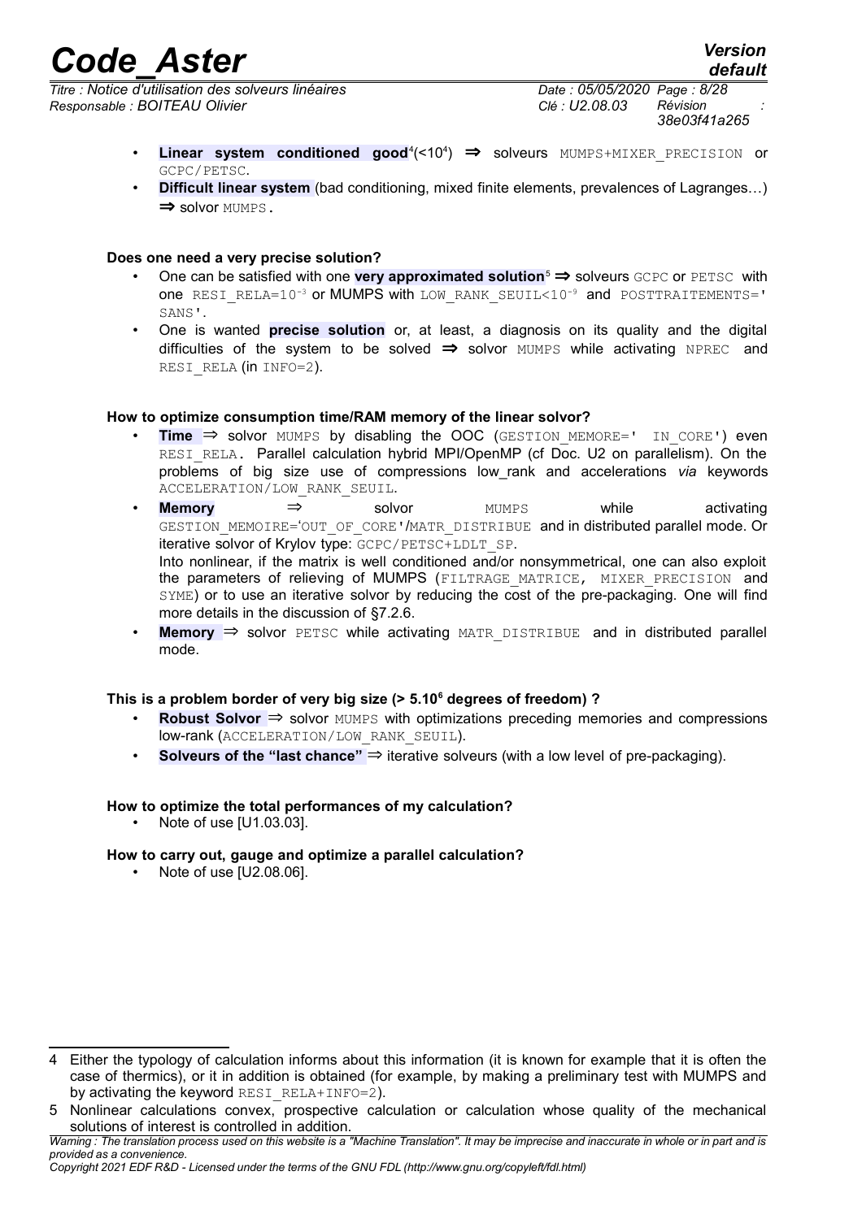- **Linear system conditioned good**[4](<$10^4$) ⇒ solveurs MUMPS+MIXER_PRECISION or GCPC/PETSC.
- **Difficult linear system** (bad conditioning, mixed finite elements, prevalences of Lagranges…) ⇒ solvor MUMPS.

**Does one need a very precise solution?**

- One can be satisfied with one **very approximated solution**[5] ⇒ solveurs GCPC or PETSC with one RESI_RELA=$10^{-3}$ or MUMPS with LOW_RANK_SEUIL<$10^{-9}$ and POSTTRAITEMENTS=' SANS'.
- One is wanted **precise solution** or, at least, a diagnosis on its quality and the digital difficulties of the system to be solved ⇒ solvor MUMPS while activating NPREC and RESI_RELA (in INFO=2).

**How to optimize consumption time/RAM memory of the linear solvor?**

- **Time** ⇒ solvor MUMPS by disabling the OOC (GESTION_MEMORE=' IN_CORE') even RESI_RELA. Parallel calculation hybrid MPI/OpenMP (cf Doc. U2 on parallelism). On the problems of big size use of compressions low_rank and accelerations *via* keywords ACCELERATION/LOW_RANK_SEUIL.
- **Memory** ⇒ solvor MUMPS while activating GESTION_MEMOIRE='OUT_OF_CORE'/MATR_DISTRIBUE and in distributed parallel mode. Or iterative solvor of Krylov type: GCPC/PETSC+LDLT_SP.
  Into nonlinear, if the matrix is well conditioned and/or nonsymmetrical, one can also exploit the parameters of relieving of MUMPS (FILTRAGE_MATRICE, MIXER_PRECISION and SYME) or to use an iterative solvor by reducing the cost of the pre-packaging. One will find more details in the discussion of §7.2.6.
- **Memory** ⇒ solvor PETSC while activating MATR_DISTRIBUE and in distributed parallel mode.

**This is a problem border of very big size (> $5.10^6$ degrees of freedom) ?**

- **Robust Solvor** ⇒ solvor MUMPS with optimizations preceding memories and compressions low-rank (ACCELERATION/LOW_RANK_SEUIL).
- **Solveurs of the "last chance"** ⇒ iterative solveurs (with a low level of pre-packaging).

**How to optimize the total performances of my calculation?**

- Note of use [U1.03.03].

**How to carry out, gauge and optimize a parallel calculation?**

- Note of use [U2.08.06].

---

4 Either the typology of calculation informs about this information (it is known for example that it is often the case of thermics), or it in addition is obtained (for example, by making a preliminary test with MUMPS and by activating the keyword RESI_RELA+INFO=2).

5 Nonlinear calculations convex, prospective calculation or calculation whose quality of the mechanical solutions of interest is controlled in addition.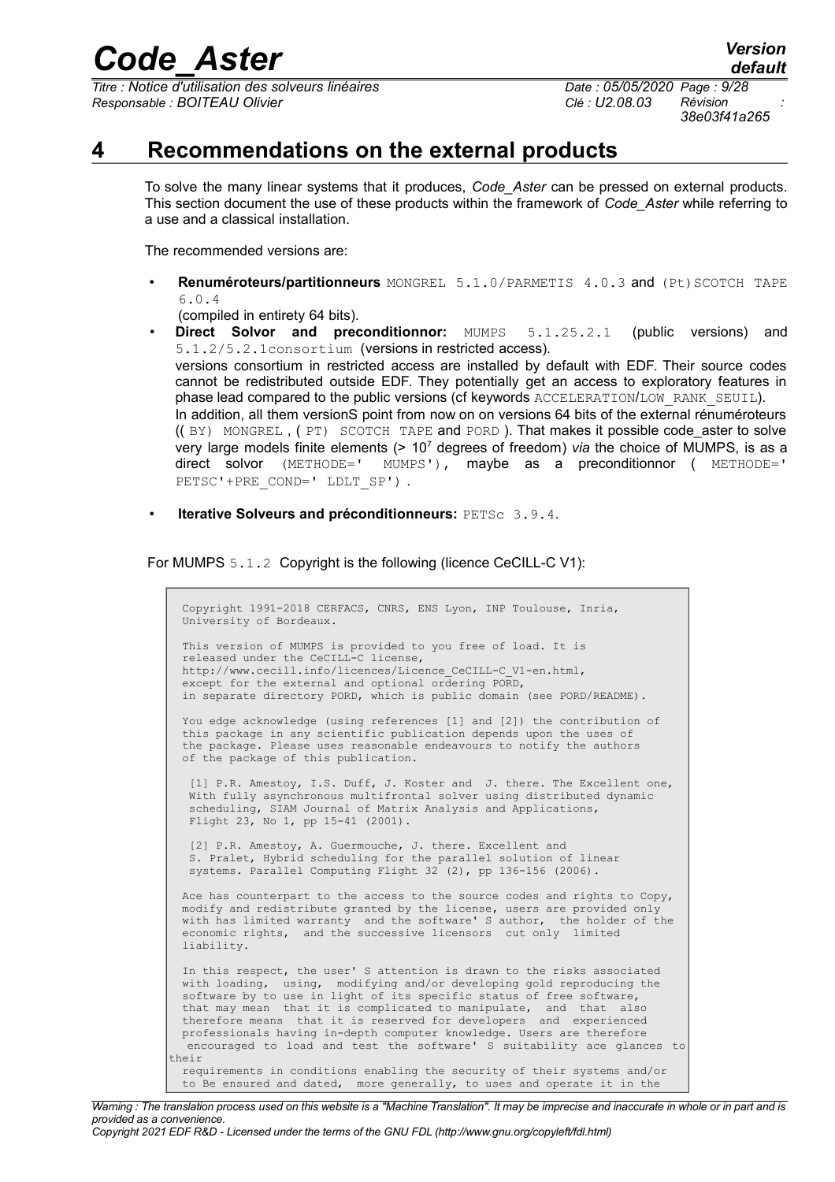# 4 Recommendations on the external products

To solve the many linear systems that it produces, *Code_Aster* can be pressed on external products. This section document the use of these products within the framework of *Code_Aster* while referring to a use and a classical installation.

The recommended versions are:

- **Renuméroteurs/partitionneurs** MONGREL 5.1.0/PARMETIS 4.0.3 and (Pt)SCOTCH TAPE 6.0.4 (compiled in entirety 64 bits).
- **Direct Solvor and preconditionnor:** MUMPS 5.1.25.2.1 (public versions) and 5.1.2/5.2.1consortium (versions in restricted access).
  versions consortium in restricted access are installed by default with EDF. Their source codes cannot be redistributed outside EDF. They potentially get an access to exploratory features in phase lead compared to the public versions (cf keywords ACCELERATION/LOW_RANK_SEUIL).
  In addition, all them versionS point from now on on versions 64 bits of the external rénuméroteurs (( BY) MONGREL , ( PT) SCOTCH TAPE and PORD ). That makes it possible code_aster to solve very large models finite elements (> $10^7$ degrees of freedom) *via* the choice of MUMPS, is as a direct solvor (METHODE=' MUMPS'), maybe as a preconditionnor ( METHODE=' PETSC'+PRE_COND=' LDLT_SP') .
- **Iterative Solveurs and préconditionneurs:** PETSc 3.9.4.

For MUMPS 5.1.2 Copyright is the following (licence CeCILL-C V1):

```
Copyright 1991-2018 CERFACS, CNRS, ENS Lyon, INP Toulouse, Inria,
University of Bordeaux.

This version of MUMPS is provided to you free of load. It is
released under the CeCILL-C license,
http://www.cecill.info/licences/Licence_CeCILL-C_V1-en.html,
except for the external and optional ordering PORD,
in separate directory PORD, which is public domain (see PORD/README).

You edge acknowledge (using references [1] and [2]) the contribution of
this package in any scientific publication depends upon the uses of
the package. Please uses reasonable endeavours to notify the authors
of the package of this publication.

 [1] P.R. Amestoy, I.S. Duff, J. Koster and  J. there. The Excellent one,
 With fully asynchronous multifrontal solver using distributed dynamic
 scheduling, SIAM Journal of Matrix Analysis and Applications,
 Flight 23, No 1, pp 15-41 (2001).

 [2] P.R. Amestoy, A. Guermouche, J. there. Excellent and
 S. Pralet, Hybrid scheduling for the parallel solution of linear
 systems. Parallel Computing Flight 32 (2), pp 136-156 (2006).

Ace has counterpart to the access to the source codes and rights to Copy,
modify and redistribute granted by the license, users are provided only
with has limited warranty  and the software' S author,  the holder of the
economic rights,  and the successive licensors  cut only  limited
liability.

In this respect, the user' S attention is drawn to the risks associated
with loading,  using,  modifying and/or developing gold reproducing the
software by to use in light of its specific status of free software,
that may mean  that it is complicated to manipulate,  and  that  also
therefore means  that it is reserved for developers  and  experienced
professionals having in-depth computer knowledge. Users are therefore
 encouraged to load and test the software' S suitability ace glances to
their
requirements in conditions enabling the security of their systems and/or
to Be ensured and dated,  more generally, to uses and operate it in the
```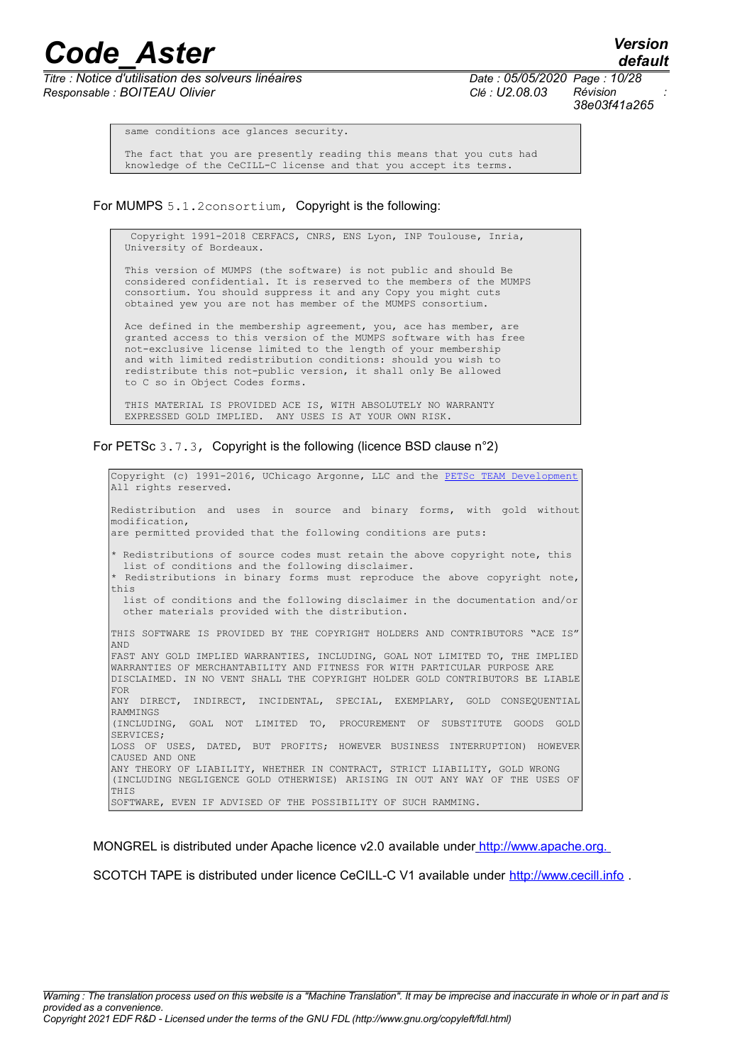```
same conditions ace glances security.

The fact that you are presently reading this means that you cuts had
knowledge of the CeCILL-C license and that you accept its terms.
```

For MUMPS `5.1.2consortium,` Copyright is the following:

```
 Copyright 1991-2018 CERFACS, CNRS, ENS Lyon, INP Toulouse, Inria,
University of Bordeaux.

This version of MUMPS (the software) is not public and should Be
considered confidential. It is reserved to the members of the MUMPS
consortium. You should suppress it and any Copy you might cuts
obtained yew you are not has member of the MUMPS consortium.

Ace defined in the membership agreement, you, ace has member, are
granted access to this version of the MUMPS software with has free
not-exclusive license limited to the length of your membership
and with limited redistribution conditions: should you wish to
redistribute this not-public version, it shall only Be allowed
to C so in Object Codes forms.

THIS MATERIAL IS PROVIDED ACE IS, WITH ABSOLUTELY NO WARRANTY
EXPRESSED GOLD IMPLIED.  ANY USES IS AT YOUR OWN RISK.
```

For PETSc `3.7.3,` Copyright is the following (licence BSD clause n°2)

```
Copyright (c) 1991-2016, UChicago Argonne, LLC and the PETSc TEAM Development
All rights reserved.

Redistribution and uses in source and binary forms, with gold without
modification,
are permitted provided that the following conditions are puts:

* Redistributions of source codes must retain the above copyright note, this
  list of conditions and the following disclaimer.
* Redistributions in binary forms must reproduce the above copyright note,
this
  list of conditions and the following disclaimer in the documentation and/or
  other materials provided with the distribution.

THIS SOFTWARE IS PROVIDED BY THE COPYRIGHT HOLDERS AND CONTRIBUTORS "ACE IS"
AND
FAST ANY GOLD IMPLIED WARRANTIES, INCLUDING, GOAL NOT LIMITED TO, THE IMPLIED
WARRANTIES OF MERCHANTABILITY AND FITNESS FOR WITH PARTICULAR PURPOSE ARE
DISCLAIMED. IN NO VENT SHALL THE COPYRIGHT HOLDER GOLD CONTRIBUTORS BE LIABLE
FOR
ANY DIRECT, INDIRECT, INCIDENTAL, SPECIAL, EXEMPLARY, GOLD CONSEQUENTIAL
RAMMINGS
(INCLUDING, GOAL NOT LIMITED TO, PROCUREMENT OF SUBSTITUTE GOODS GOLD
SERVICES;
LOSS OF USES, DATED, BUT PROFITS; HOWEVER BUSINESS INTERRUPTION) HOWEVER
CAUSED AND ONE
ANY THEORY OF LIABILITY, WHETHER IN CONTRACT, STRICT LIABILITY, GOLD WRONG
(INCLUDING NEGLIGENCE GOLD OTHERWISE) ARISING IN OUT ANY WAY OF THE USES OF
THIS
SOFTWARE, EVEN IF ADVISED OF THE POSSIBILITY OF SUCH RAMMING.
```

MONGREL is distributed under Apache licence v2.0 available under http://www.apache.org.

SCOTCH TAPE is distributed under licence CeCILL-C V1 available under http://www.cecill.info .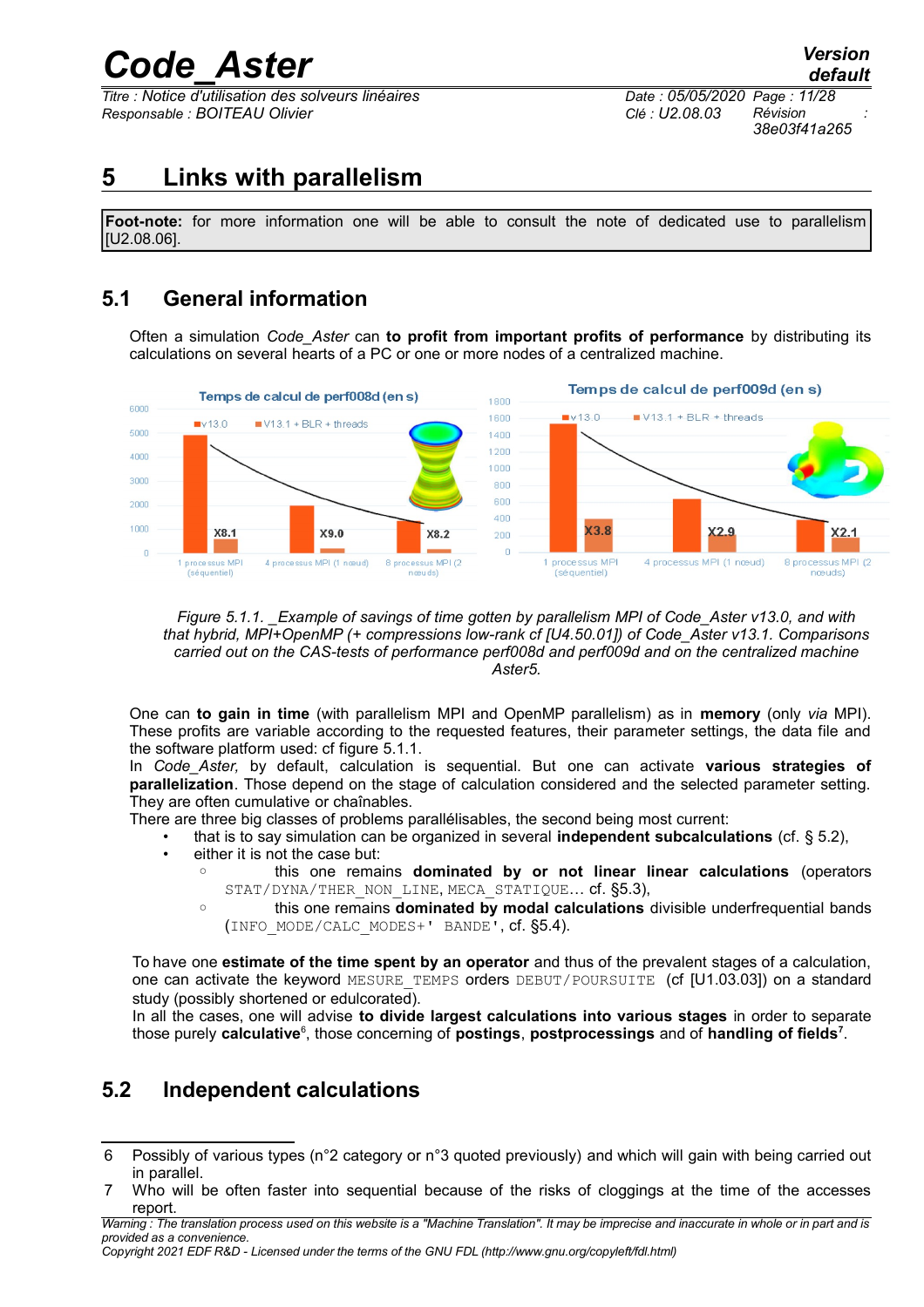# 5 Links with parallelism

**Foot-note:** for more information one will be able to consult the note of dedicated use to parallelism [U2.08.06].

## 5.1 General information

Often a simulation *Code_Aster* can **to profit from important profits of performance** by distributing its calculations on several hearts of a PC or one or more nodes of a centralized machine.

*Figure 5.1.1. _Example of savings of time gotten by parallelism MPI of Code_Aster v13.0, and with that hybrid, MPI+OpenMP (+ compressions low-rank cf [U4.50.01]) of Code_Aster v13.1. Comparisons carried out on the CAS-tests of performance perf008d and perf009d and on the centralized machine Aster5.*

One can **to gain in time** (with parallelism MPI and OpenMP parallelism) as in **memory** (only *via* MPI). These profits are variable according to the requested features, their parameter settings, the data file and the software platform used: cf figure 5.1.1.

In *Code_Aster,* by default, calculation is sequential. But one can activate **various strategies of parallelization**. Those depend on the stage of calculation considered and the selected parameter setting. They are often cumulative or chaînables.

There are three big classes of problems parallélisables, the second being most current:

- that is to say simulation can be organized in several **independent subcalculations** (cf. § 5.2),
- either it is not the case but:
  - this one remains **dominated by or not linear linear calculations** (operators STAT/DYNA/THER_NON_LINE, MECA_STATIQUE… cf. §5.3),
  - this one remains **dominated by modal calculations** divisible underfrequential bands (INFO_MODE/CALC_MODES+' BANDE', cf. §5.4).

To have one **estimate of the time spent by an operator** and thus of the prevalent stages of a calculation, one can activate the keyword MESURE_TEMPS orders DEBUT/POURSUITE (cf [U1.03.03]) on a standard study (possibly shortened or edulcorated).

In all the cases, one will advise **to divide largest calculations into various stages** in order to separate those purely **calculative**[6], those concerning of **postings**, **postprocessings** and of **handling of fields**[7].

## 5.2 Independent calculations

6 Possibly of various types (n°2 category or n°3 quoted previously) and which will gain with being carried out in parallel.

7 Who will be often faster into sequential because of the risks of cloggings at the time of the accesses report.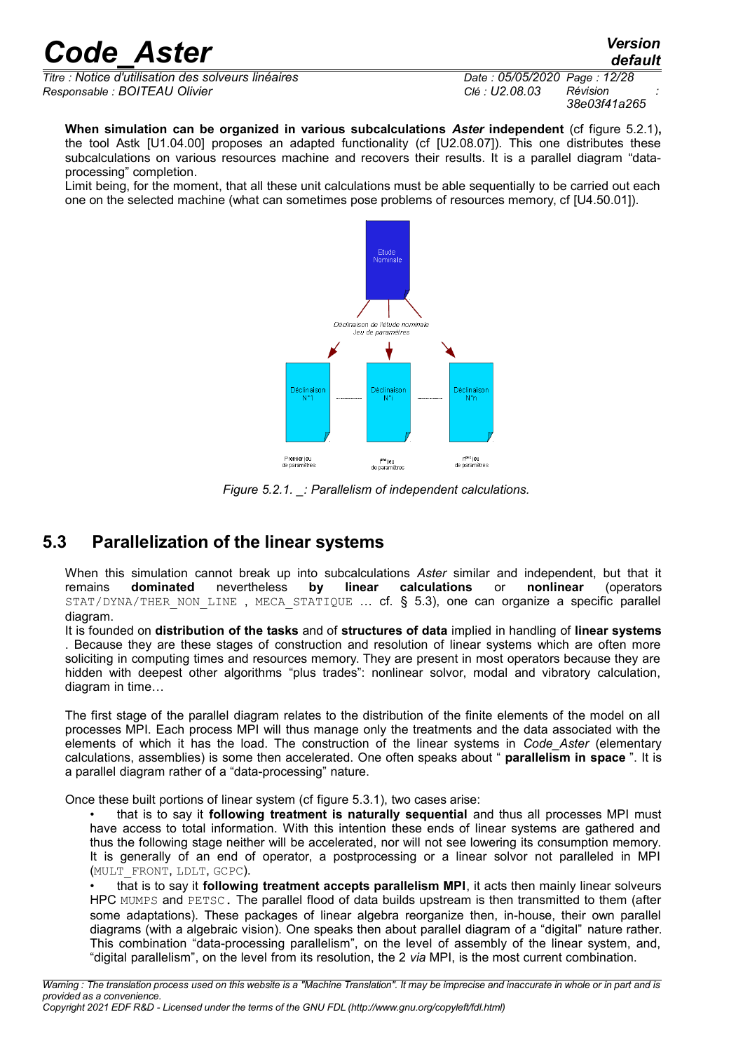**When simulation can be organized in various subcalculations *Aster* independent** (cf figure 5.2.1)**,** the tool Astk [U1.04.00] proposes an adapted functionality (cf [U2.08.07]). This one distributes these subcalculations on various resources machine and recovers their results. It is a parallel diagram "data-processing" completion.

Limit being, for the moment, that all these unit calculations must be able sequentially to be carried out each one on the selected machine (what can sometimes pose problems of resources memory, cf [U4.50.01]).

*Figure 5.2.1. _: Parallelism of independent calculations.*

## 5.3 Parallelization of the linear systems

When this simulation cannot break up into subcalculations *Aster* similar and independent, but that it remains **dominated** nevertheless **by linear calculations** or **nonlinear** (operators `STAT/DYNA/THER_NON_LINE` , `MECA_STATIQUE` … cf. § 5.3), one can organize a specific parallel diagram.

It is founded on **distribution of the tasks** and of **structures of data** implied in handling of **linear systems** . Because they are these stages of construction and resolution of linear systems which are often more soliciting in computing times and resources memory. They are present in most operators because they are hidden with deepest other algorithms "plus trades": nonlinear solvor, modal and vibratory calculation, diagram in time…

The first stage of the parallel diagram relates to the distribution of the finite elements of the model on all processes MPI. Each process MPI will thus manage only the treatments and the data associated with the elements of which it has the load. The construction of the linear systems in *Code_Aster* (elementary calculations, assemblies) is some then accelerated. One often speaks about " **parallelism in space** ". It is a parallel diagram rather of a "data-processing" nature.

Once these built portions of linear system (cf figure 5.3.1), two cases arise:

- that is to say it **following treatment is naturally sequential** and thus all processes MPI must have access to total information. With this intention these ends of linear systems are gathered and thus the following stage neither will be accelerated, nor will not see lowering its consumption memory. It is generally of an end of operator, a postprocessing or a linear solver not paralleled in MPI (`MULT_FRONT`, `LDLT`, `GCPC`).
- that is to say it **following treatment accepts parallelism MPI**, it acts then mainly linear solveurs HPC `MUMPS` and `PETSC`. The parallel flood of data builds upstream is then transmitted to them (after some adaptations). These packages of linear algebra reorganize then, in-house, their own parallel diagrams (with a algebraic vision). One speaks then about parallel diagram of a "digital" nature rather. This combination "data-processing parallelism", on the level of assembly of the linear system, and, "digital parallelism", on the level from its resolution, the 2 *via* MPI, is the most current combination.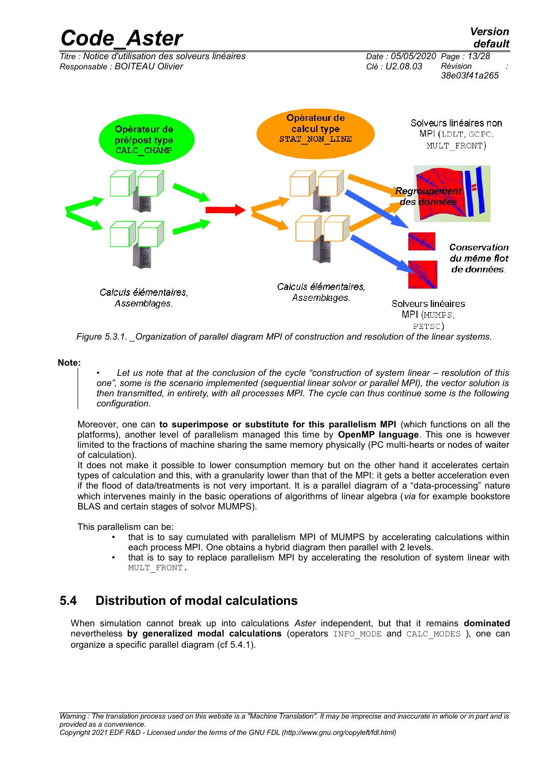Opérateur de pré/post type CALC_CHAMP

Opérateur de calcul type STAT_NON_LINE

Solveurs linéaires non MPI (LDLT, GCPC, MULT_FRONT)

Regroupement des données

Conservation du même flot de données.

Calculs élémentaires, Assemblages.

Calculs élémentaires, Assemblages.

Solveurs linéaires MPI (MUMPS, PETSC)

*Figure 5.3.1. _Organization of parallel diagram MPI of construction and resolution of the linear systems.*

**Note:**

- *Let us note that at the conclusion of the cycle "construction of system linear – resolution of this one", some is the scenario implemented (sequential linear solvor or parallel MPI), the vector solution is then transmitted, in entirety, with all processes MPI. The cycle can thus continue some is the following configuration.*

Moreover, one can **to superimpose or substitute for this parallelism MPI** (which functions on all the platforms), another level of parallelism managed this time by **OpenMP language**. This one is however limited to the fractions of machine sharing the same memory physically (PC multi-hearts or nodes of waiter of calculation).

It does not make it possible to lower consumption memory but on the other hand it accelerates certain types of calculation and this, with a granularity lower than that of the MPI: it gets a better acceleration even if the flood of data/treatments is not very important. It is a parallel diagram of a "data-processing" nature which intervenes mainly in the basic operations of algorithms of linear algebra (*via* for example bookstore BLAS and certain stages of solvor MUMPS).

This parallelism can be:

- that is to say cumulated with parallelism MPI of MUMPS by accelerating calculations within each process MPI. One obtains a hybrid diagram then parallel with 2 levels.
- that is to say to replace parallelism MPI by accelerating the resolution of system linear with MULT_FRONT.

## 5.4 Distribution of modal calculations

When simulation cannot break up into calculations *Aster* independent, but that it remains **dominated** nevertheless **by generalized modal calculations** (operators INFO_MODE and CALC_MODES ), one can organize a specific parallel diagram (cf 5.4.1).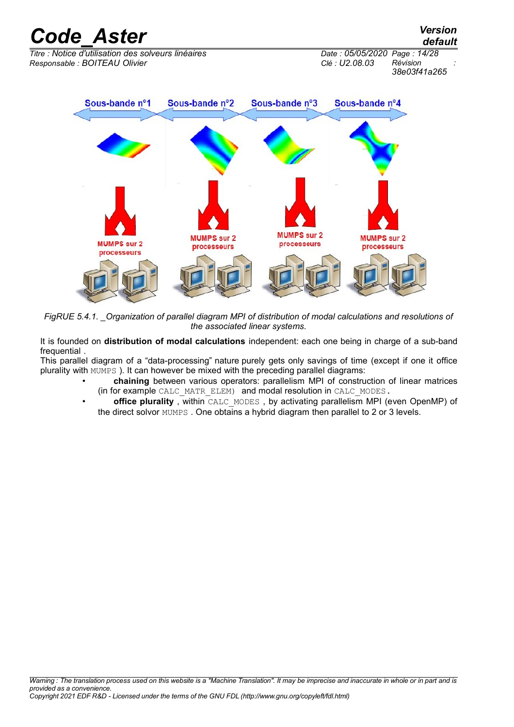FigRUE 5.4.1. _Organization of parallel diagram MPI of distribution of modal calculations and resolutions of the associated linear systems.

It is founded on **distribution of modal calculations** independent: each one being in charge of a sub-band frequential .

This parallel diagram of a "data-processing" nature purely gets only savings of time (except if one it office plurality with MUMPS ). It can however be mixed with the preceding parallel diagrams:

- **chaining** between various operators: parallelism MPI of construction of linear matrices (in for example CALC_MATR_ELEM) and modal resolution in CALC_MODES.
- **office plurality** , within CALC_MODES , by activating parallelism MPI (even OpenMP) of the direct solvor MUMPS . One obtains a hybrid diagram then parallel to 2 or 3 levels.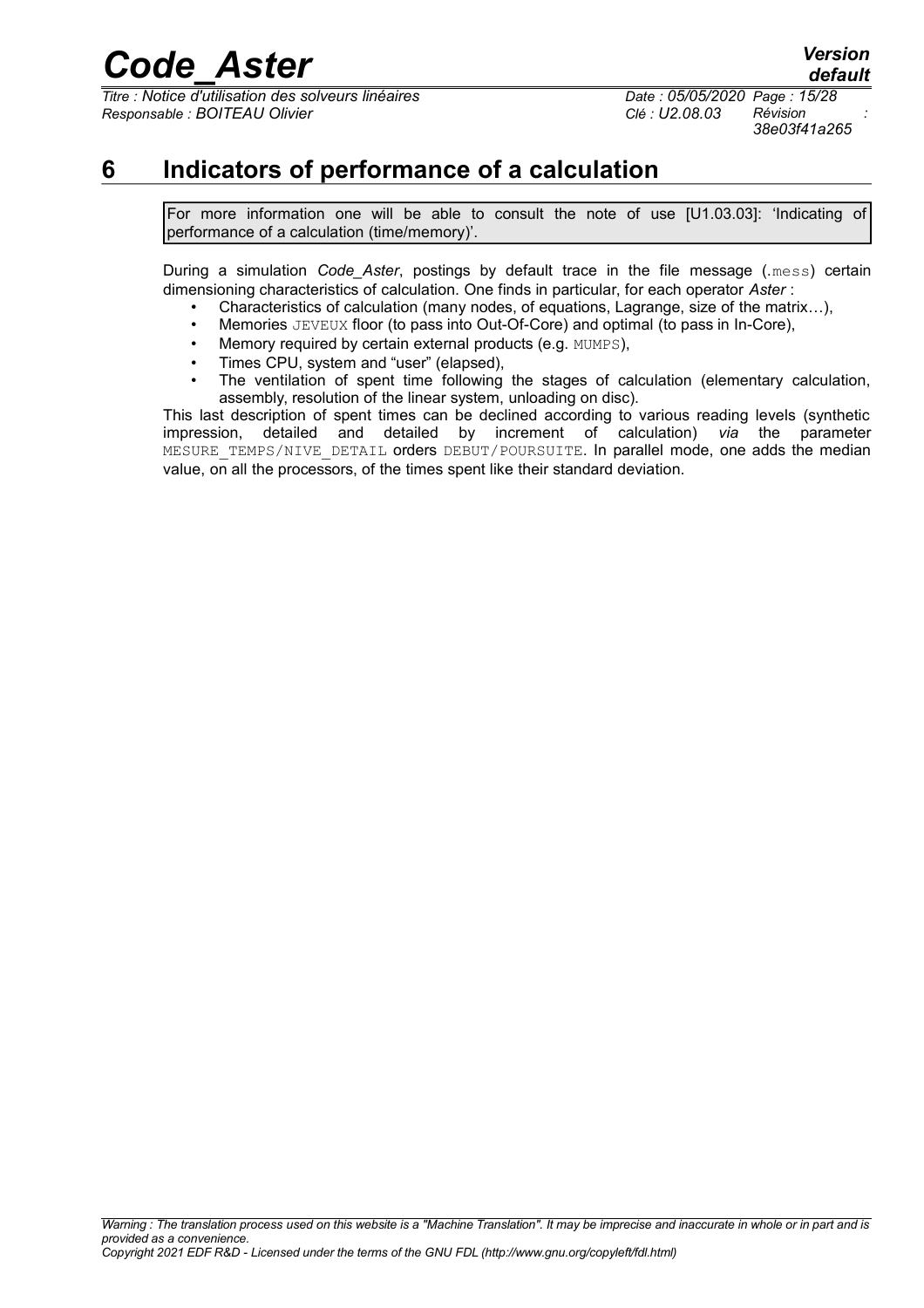# 6 Indicators of performance of a calculation

> For more information one will be able to consult the note of use [U1.03.03]: 'Indicating of performance of a calculation (time/memory)'.

During a simulation *Code_Aster*, postings by default trace in the file message (`.mess`) certain dimensioning characteristics of calculation. One finds in particular, for each operator *Aster* :

- Characteristics of calculation (many nodes, of equations, Lagrange, size of the matrix…),
- Memories `JEVEUX` floor (to pass into Out-Of-Core) and optimal (to pass in In-Core),
- Memory required by certain external products (e.g. `MUMPS`),
- Times CPU, system and "user" (elapsed),
- The ventilation of spent time following the stages of calculation (elementary calculation, assembly, resolution of the linear system, unloading on disc).

This last description of spent times can be declined according to various reading levels (synthetic impression, detailed and detailed by increment of calculation) *via* the parameter `MESURE_TEMPS/NIVE_DETAIL` orders `DEBUT/POURSUITE`. In parallel mode, one adds the median value, on all the processors, of the times spent like their standard deviation.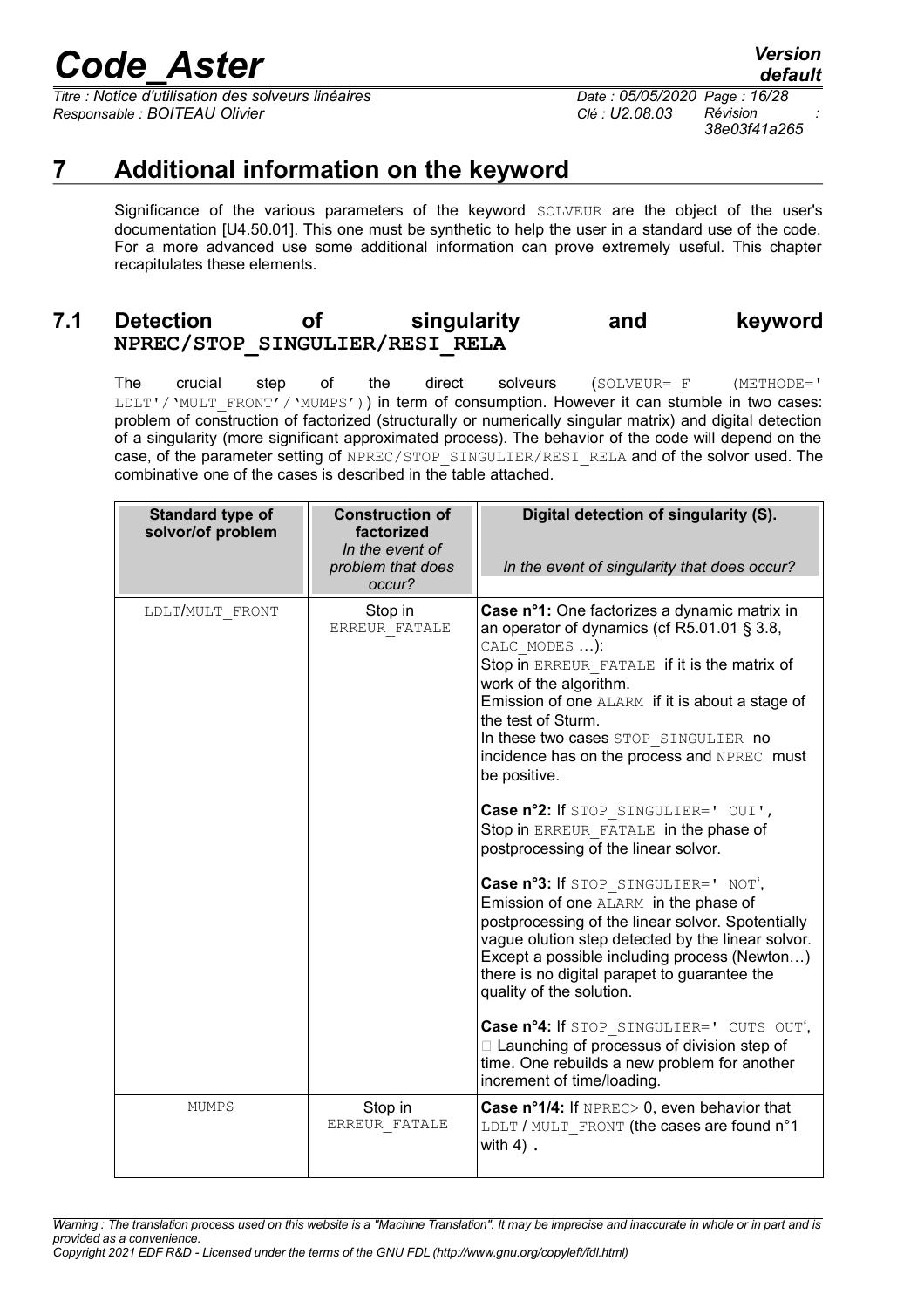# 7 Additional information on the keyword

Significance of the various parameters of the keyword SOLVEUR are the object of the user's documentation [U4.50.01]. This one must be synthetic to help the user in a standard use of the code. For a more advanced use some additional information can prove extremely useful. This chapter recapitulates these elements.

## 7.1 Detection of singularity and keyword NPREC/STOP_SINGULIER/RESI_RELA

The crucial step of the direct solveurs (SOLVEUR=_F (METHODE=' LDLT'/'MULT_FRONT'/'MUMPS')) in term of consumption. However it can stumble in two cases: problem of construction of factorized (structurally or numerically singular matrix) and digital detection of a singularity (more significant approximated process). The behavior of the code will depend on the case, of the parameter setting of NPREC/STOP_SINGULIER/RESI_RELA and of the solvor used. The combinative one of the cases is described in the table attached.

| **Standard type of solvor/of problem** | **Construction of factorized** *In the event of problem that does occur?* | **Digital detection of singularity (S).** *In the event of singularity that does occur?* |
|---|---|---|
| LDLT/MULT_FRONT | Stop in ERREUR_FATALE | **Case n°1:** One factorizes a dynamic matrix in an operator of dynamics (cf R5.01.01 § 3.8, CALC_MODES …): Stop in ERREUR_FATALE if it is the matrix of work of the algorithm. Emission of one ALARM if it is about a stage of the test of Sturm. In these two cases STOP_SINGULIER no incidence has on the process and NPREC must be positive. <br><br> **Case n°2:** If STOP_SINGULIER=' OUI', Stop in ERREUR_FATALE in the phase of postprocessing of the linear solvor. <br><br> **Case n°3:** If STOP_SINGULIER=' NOT', Emission of one ALARM in the phase of postprocessing of the linear solvor. Spotentially vague olution step detected by the linear solvor. Except a possible including process (Newton…) there is no digital parapet to guarantee the quality of the solution. <br><br> **Case n°4:** If STOP_SINGULIER=' CUTS OUT', □ Launching of processus of division step of time. One rebuilds a new problem for another increment of time/loading. |
| MUMPS | Stop in ERREUR_FATALE | **Case n°1/4:** If NPREC> 0, even behavior that LDLT / MULT_FRONT (the cases are found n°1 with 4) . |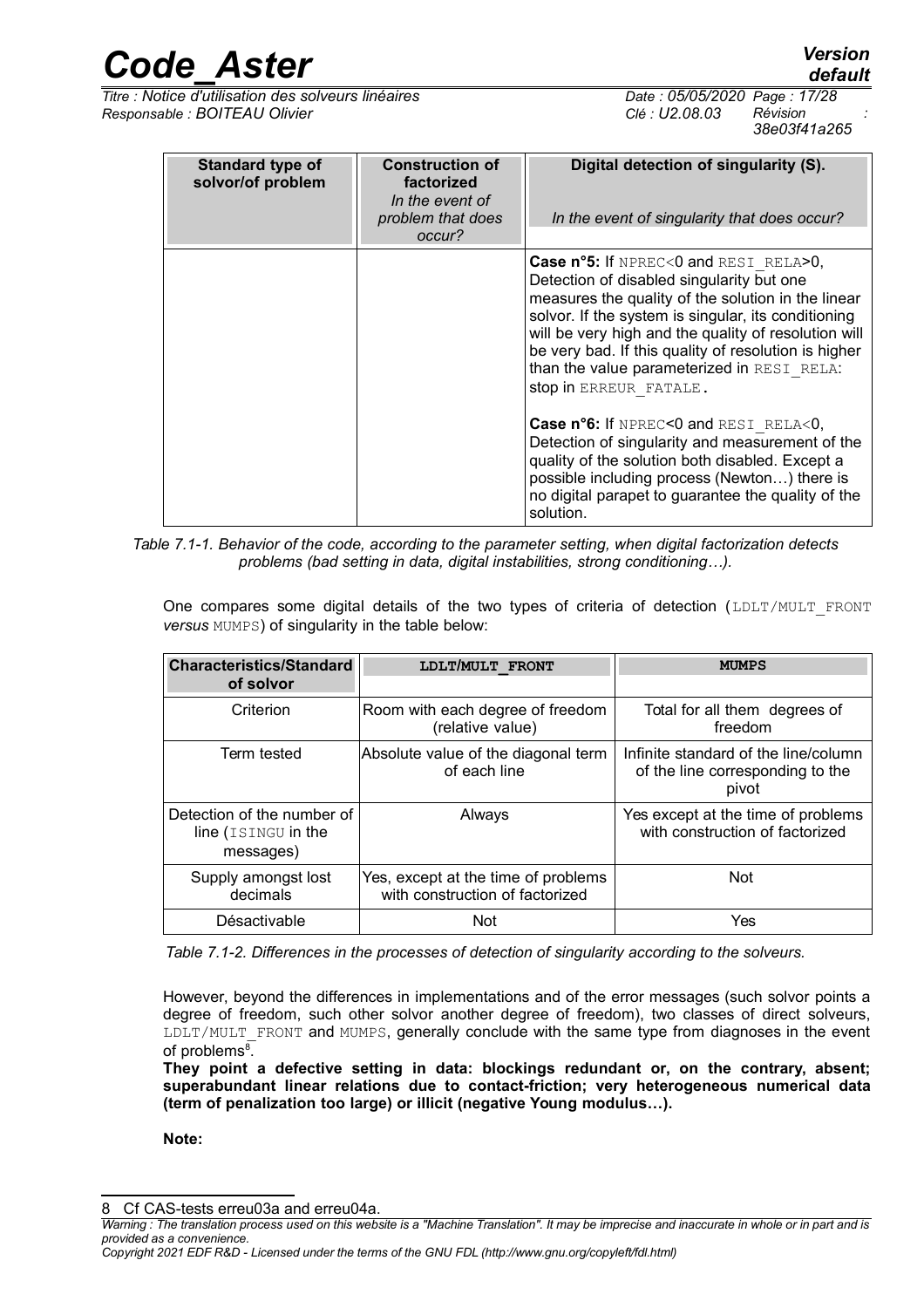| Standard type of solvor/of problem | Construction of factorized<br>*In the event of problem that does occur?* | Digital detection of singularity (S).<br><br>*In the event of singularity that does occur?* |
|---|---|---|
| | | **Case n°5:** If NPREC<0 and RESI_RELA>0, Detection of disabled singularity but one measures the quality of the solution in the linear solvor. If the system is singular, its conditioning will be very high and the quality of resolution will be very bad. If this quality of resolution is higher than the value parameterized in RESI_RELA: stop in ERREUR_FATALE.<br><br>**Case n°6:** If NPREC<0 and RESI_RELA<0, Detection of singularity and measurement of the quality of the solution both disabled. Except a possible including process (Newton…) there is no digital parapet to guarantee the quality of the solution. |

*Table 7.1-1. Behavior of the code, according to the parameter setting, when digital factorization detects problems (bad setting in data, digital instabilities, strong conditioning…).*

One compares some digital details of the two types of criteria of detection (LDLT/MULT_FRONT *versus* MUMPS) of singularity in the table below:

| Characteristics/Standard of solvor | LDLT/MULT_FRONT | MUMPS |
|---|---|---|
| Criterion | Room with each degree of freedom (relative value) | Total for all them degrees of freedom |
| Term tested | Absolute value of the diagonal term of each line | Infinite standard of the line/column of the line corresponding to the pivot |
| Detection of the number of line (ISINGU in the messages) | Always | Yes except at the time of problems with construction of factorized |
| Supply amongst lost decimals | Yes, except at the time of problems with construction of factorized | Not |
| Désactivable | Not | Yes |

*Table 7.1-2. Differences in the processes of detection of singularity according to the solveurs.*

However, beyond the differences in implementations and of the error messages (such solvor points a degree of freedom, such other solvor another degree of freedom), two classes of direct solveurs, LDLT/MULT_FRONT and MUMPS, generally conclude with the same type from diagnoses in the event of problems[8].

**They point a defective setting in data: blockings redundant or, on the contrary, absent; superabundant linear relations due to contact-friction; very heterogeneous numerical data (term of penalization too large) or illicit (negative Young modulus…).**

**Note:**

8 Cf CAS-tests erreu03a and erreu04a.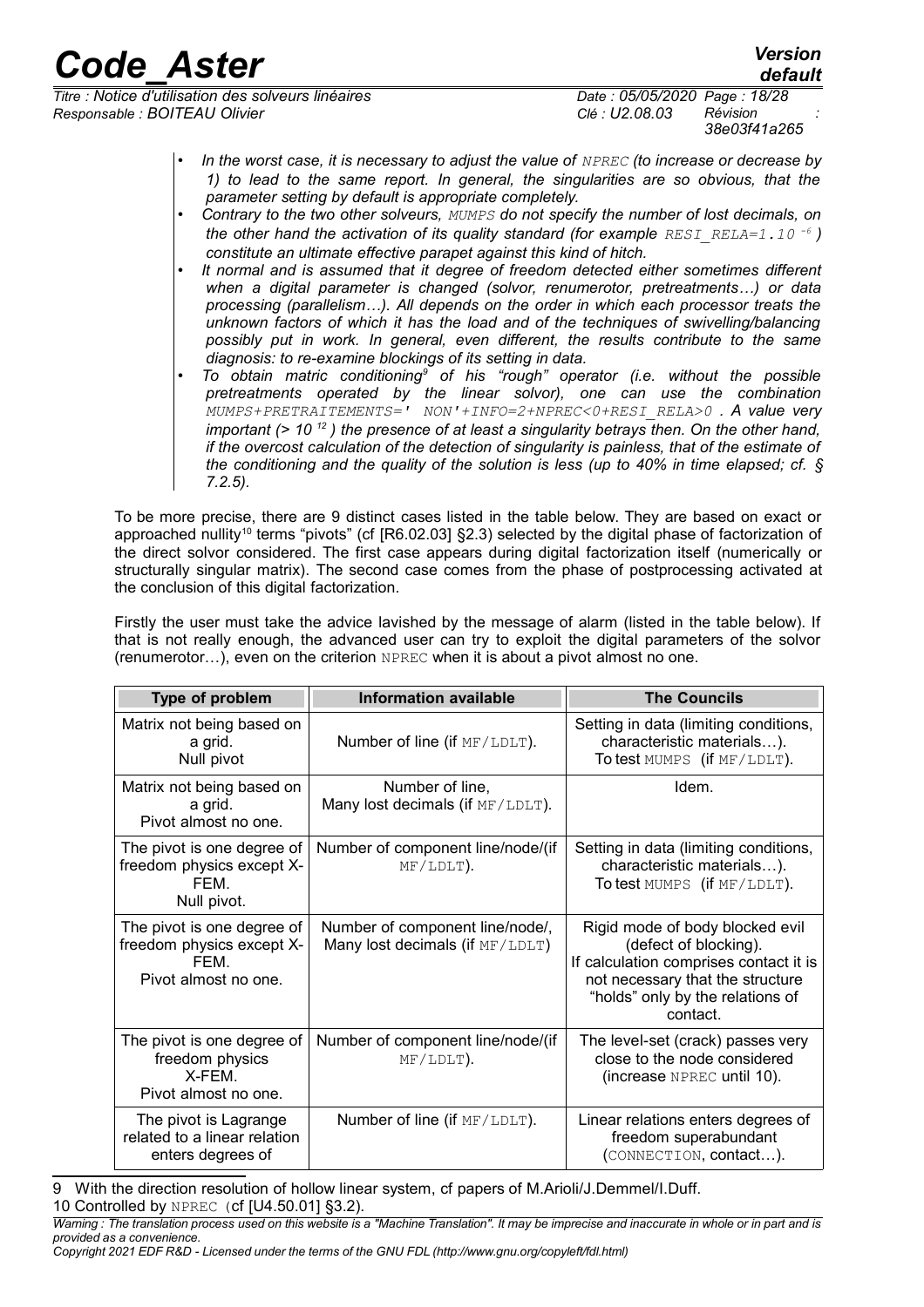- *In the worst case, it is necessary to adjust the value of* `NPREC` *(to increase or decrease by 1) to lead to the same report. In general, the singularities are so obvious, that the parameter setting by default is appropriate completely.*
- *Contrary to the two other solveurs,* `MUMPS` *do not specify the number of lost decimals, on the other hand the activation of its quality standard (for example* `RESI_RELA=1.10` $^{-6}$ *) constitute an ultimate effective parapet against this kind of hitch.*
- *It normal and is assumed that it degree of freedom detected either sometimes different when a digital parameter is changed (solvor, renumerotor, pretreatments…) or data processing (parallelism…). All depends on the order in which each processor treats the unknown factors of which it has the load and of the techniques of swivelling/balancing possibly put in work. In general, even different, the results contribute to the same diagnosis: to re-examine blockings of its setting in data.*
- *To obtain matric conditioning[9] of his "rough" operator (i.e. without the possible pretreatments operated by the linear solvor), one can use the combination* `MUMPS+PRETRAITEMENTS=' NON'+INFO=2+NPREC<0+RESI_RELA>0` *. A value very important (> $10^{12}$ ) the presence of at least a singularity betrays then. On the other hand, if the overcost calculation of the detection of singularity is painless, that of the estimate of the conditioning and the quality of the solution is less (up to 40% in time elapsed; cf. § 7.2.5).*

To be more precise, there are 9 distinct cases listed in the table below. They are based on exact or approached nullity[10] terms "pivots" (cf [R6.02.03] §2.3) selected by the digital phase of factorization of the direct solvor considered. The first case appears during digital factorization itself (numerically or structurally singular matrix). The second case comes from the phase of postprocessing activated at the conclusion of this digital factorization.

Firstly the user must take the advice lavished by the message of alarm (listed in the table below). If that is not really enough, the advanced user can try to exploit the digital parameters of the solvor (renumerotor…), even on the criterion `NPREC` when it is about a pivot almost no one.

| Type of problem | Information available | The Councils |
|---|---|---|
| Matrix not being based on a grid. Null pivot | Number of line (if `MF/LDLT`). | Setting in data (limiting conditions, characteristic materials…). To test `MUMPS` (if `MF/LDLT`). |
| Matrix not being based on a grid. Pivot almost no one. | Number of line, Many lost decimals (if `MF/LDLT`). | Idem. |
| The pivot is one degree of freedom physics except X-FEM. Null pivot. | Number of component line/node/(if `MF/LDLT`). | Setting in data (limiting conditions, characteristic materials…). To test `MUMPS` (if `MF/LDLT`). |
| The pivot is one degree of freedom physics except X-FEM. Pivot almost no one. | Number of component line/node/, Many lost decimals (if `MF/LDLT`) | Rigid mode of body blocked evil (defect of blocking). If calculation comprises contact it is not necessary that the structure "holds" only by the relations of contact. |
| The pivot is one degree of freedom physics X-FEM. Pivot almost no one. | Number of component line/node/(if `MF/LDLT`). | The level-set (crack) passes very close to the node considered (increase `NPREC` until 10). |
| The pivot is Lagrange related to a linear relation enters degrees of | Number of line (if `MF/LDLT`). | Linear relations enters degrees of freedom superabundant (`CONNECTION`, contact…). |

9 With the direction resolution of hollow linear system, cf papers of M.Arioli/J.Demmel/I.Duff.

10 Controlled by `NPREC` (cf [U4.50.01] §3.2).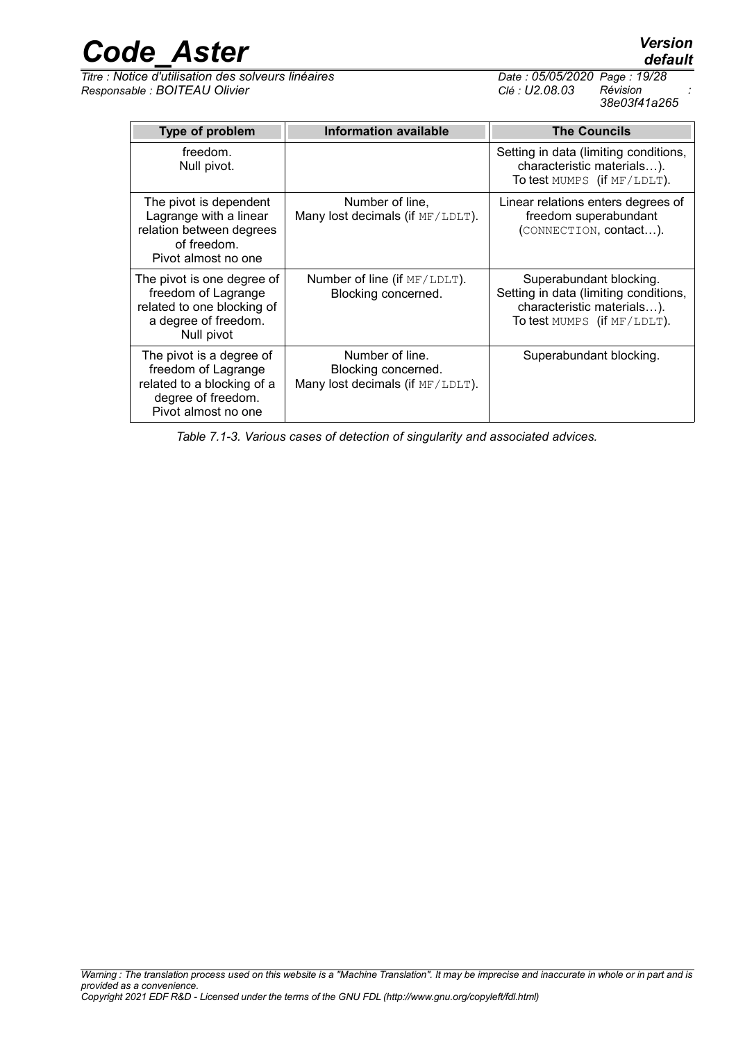| Type of problem | Information available | The Councils |
| --- | --- | --- |
| freedom. Null pivot. | | Setting in data (limiting conditions, characteristic materials…). To test MUMPS (if MF/LDLT). |
| The pivot is dependent Lagrange with a linear relation between degrees of freedom. Pivot almost no one | Number of line, Many lost decimals (if MF/LDLT). | Linear relations enters degrees of freedom superabundant (CONNECTION, contact…). |
| The pivot is one degree of freedom of Lagrange related to one blocking of a degree of freedom. Null pivot | Number of line (if MF/LDLT). Blocking concerned. | Superabundant blocking. Setting in data (limiting conditions, characteristic materials…). To test MUMPS (if MF/LDLT). |
| The pivot is a degree of freedom of Lagrange related to a blocking of a degree of freedom. Pivot almost no one | Number of line. Blocking concerned. Many lost decimals (if MF/LDLT). | Superabundant blocking. |

*Table 7.1-3. Various cases of detection of singularity and associated advices.*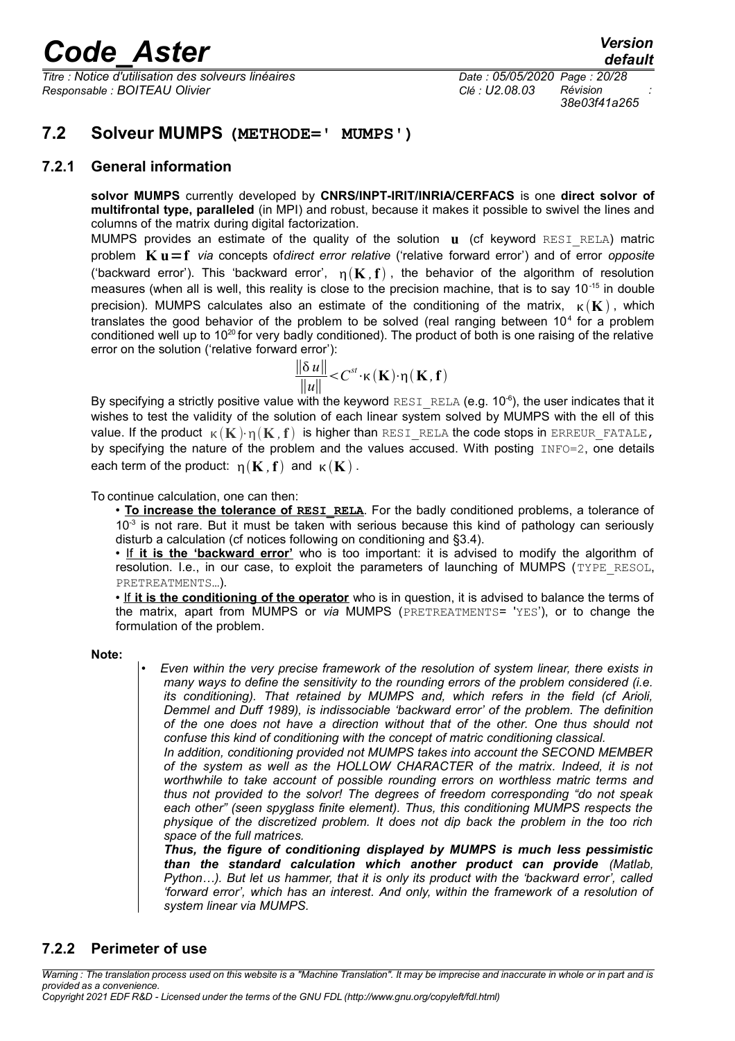## 7.2 Solveur MUMPS (METHODE=' MUMPS')

### 7.2.1 General information

**solvor MUMPS** currently developed by **CNRS/INPT-IRIT/INRIA/CERFACS** is one **direct solvor of multifrontal type, paralleled** (in MPI) and robust, because it makes it possible to swivel the lines and columns of the matrix during digital factorization.

MUMPS provides an estimate of the quality of the solution $\mathbf{u}$ (cf keyword RESI_RELA) matric problem $\mathbf{K}\,\mathbf{u}=\mathbf{f}$ *via* concepts of*direct error relative* ('relative forward error') and of error *opposite* ('backward error'). This 'backward error', $\eta(\mathbf{K},\mathbf{f})$, the behavior of the algorithm of resolution measures (when all is well, this reality is close to the precision machine, that is to say $10^{-15}$ in double precision). MUMPS calculates also an estimate of the conditioning of the matrix, $\kappa(\mathbf{K})$, which translates the good behavior of the problem to be solved (real ranging between $10^{4}$ for a problem conditioned well up to $10^{20}$ for very badly conditioned). The product of both is one raising of the relative error on the solution ('relative forward error'):

$$\frac{\|\delta u\|}{\|u\|}<C^{st}\cdot\kappa(\mathbf{K})\cdot\eta(\mathbf{K},\mathbf{f})$$

By specifying a strictly positive value with the keyword RESI_RELA (e.g. $10^{-6}$), the user indicates that it wishes to test the validity of the solution of each linear system solved by MUMPS with the ell of this value. If the product $\kappa(\mathbf{K})\cdot\eta(\mathbf{K},\mathbf{f})$ is higher than RESI_RELA the code stops in ERREUR_FATALE, by specifying the nature of the problem and the values accused. With posting INFO=2, one details each term of the product: $\eta(\mathbf{K},\mathbf{f})$ and $\kappa(\mathbf{K})$.

To continue calculation, one can then:

- **To increase the tolerance of RESI_RELA**. For the badly conditioned problems, a tolerance of $10^{-3}$ is not rare. But it must be taken with serious because this kind of pathology can seriously disturb a calculation (cf notices following on conditioning and §3.4).
- If **it is the 'backward error'** who is too important: it is advised to modify the algorithm of resolution. I.e., in our case, to exploit the parameters of launching of MUMPS (TYPE_RESOL, PRETREATMENTS…).
- If **it is the conditioning of the operator** who is in question, it is advised to balance the terms of the matrix, apart from MUMPS or *via* MUMPS (PRETREATMENTS= 'YES'), or to change the formulation of the problem.

**Note:**

- *Even within the very precise framework of the resolution of system linear, there exists in many ways to define the sensitivity to the rounding errors of the problem considered (i.e. its conditioning). That retained by MUMPS and, which refers in the field (cf Arioli, Demmel and Duff 1989), is indissociable 'backward error' of the problem. The definition of the one does not have a direction without that of the other. One thus should not confuse this kind of conditioning with the concept of matric conditioning classical.*
  *In addition, conditioning provided not MUMPS takes into account the SECOND MEMBER of the system as well as the HOLLOW CHARACTER of the matrix. Indeed, it is not worthwhile to take account of possible rounding errors on worthless matric terms and thus not provided to the solvor! The degrees of freedom corresponding "do not speak each other" (seen spyglass finite element). Thus, this conditioning MUMPS respects the physique of the discretized problem. It does not dip back the problem in the too rich space of the full matrices.*
  ***Thus, the figure of conditioning displayed by MUMPS is much less pessimistic than the standard calculation which another product can provide** (Matlab, Python…). But let us hammer, that it is only its product with the 'backward error', called 'forward error', which has an interest. And only, within the framework of a resolution of system linear via MUMPS.*

### 7.2.2 Perimeter of use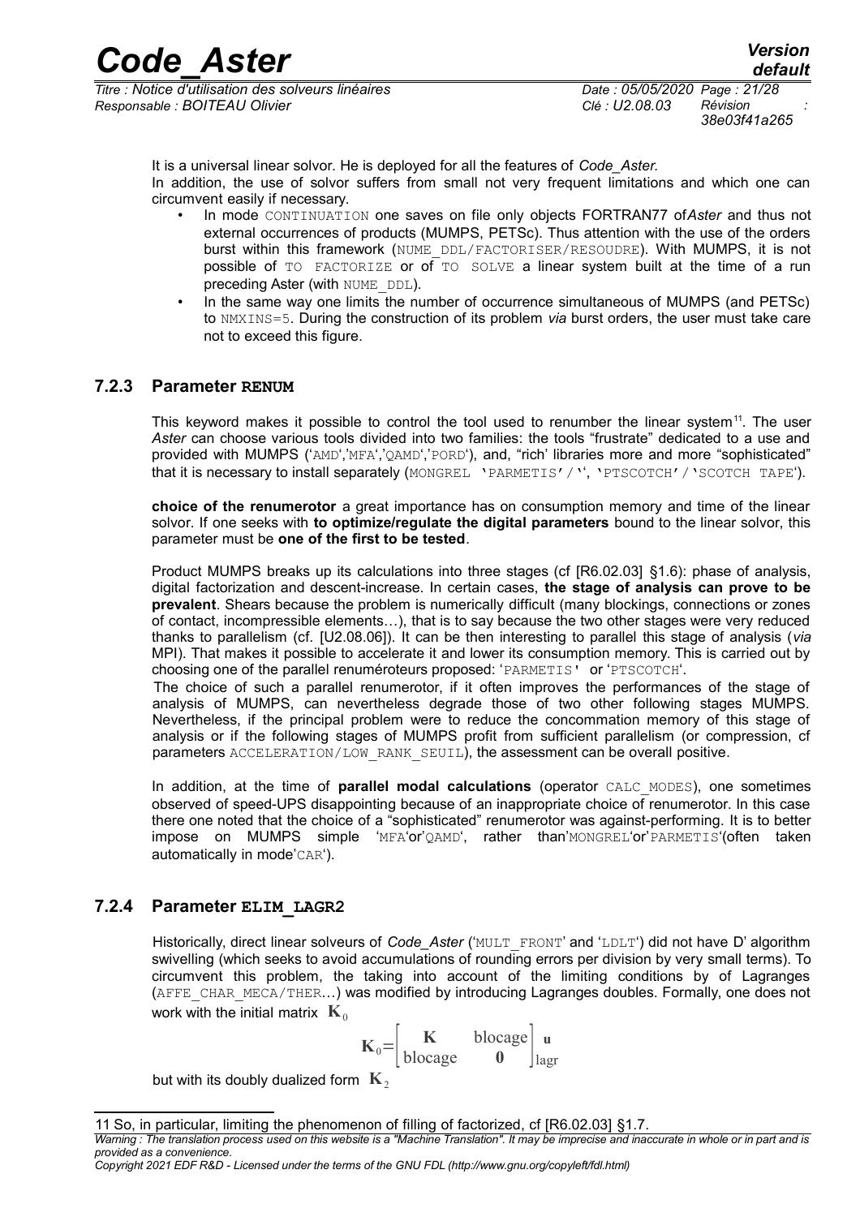It is a universal linear solvor. He is deployed for all the features of *Code_Aster.*

In addition, the use of solvor suffers from small not very frequent limitations and which one can circumvent easily if necessary.

- In mode CONTINUATION one saves on file only objects FORTRAN77 of*Aster* and thus not external occurrences of products (MUMPS, PETSc). Thus attention with the use of the orders burst within this framework (NUME_DDL/FACTORISER/RESOUDRE). With MUMPS, it is not possible of TO FACTORIZE or of TO SOLVE a linear system built at the time of a run preceding Aster (with NUME_DDL).
- In the same way one limits the number of occurrence simultaneous of MUMPS (and PETSc) to NMXINS=5. During the construction of its problem *via* burst orders, the user must take care not to exceed this figure.

### 7.2.3 Parameter RENUM

This keyword makes it possible to control the tool used to renumber the linear system[11]. The user *Aster* can choose various tools divided into two families: the tools "frustrate" dedicated to a use and provided with MUMPS ('AMD','MFA','QAMD','PORD'), and, "rich' libraries more and more "sophisticated" that it is necessary to install separately (MONGREL 'PARMETIS'/'', 'PTSCOTCH'/'SCOTCH TAPE').

**choice of the renumerotor** a great importance has on consumption memory and time of the linear solvor. If one seeks with **to optimize/regulate the digital parameters** bound to the linear solvor, this parameter must be **one of the first to be tested**.

Product MUMPS breaks up its calculations into three stages (cf [R6.02.03] §1.6): phase of analysis, digital factorization and descent-increase. In certain cases, **the stage of analysis can prove to be prevalent**. Shears because the problem is numerically difficult (many blockings, connections or zones of contact, incompressible elements…), that is to say because the two other stages were very reduced thanks to parallelism (cf. [U2.08.06]). It can be then interesting to parallel this stage of analysis (*via* MPI). That makes it possible to accelerate it and lower its consumption memory. This is carried out by choosing one of the parallel renuméroteurs proposed: 'PARMETIS' or 'PTSCOTCH'.

The choice of such a parallel renumerotor, if it often improves the performances of the stage of analysis of MUMPS, can nevertheless degrade those of two other following stages MUMPS. Nevertheless, if the principal problem were to reduce the concommation memory of this stage of analysis or if the following stages of MUMPS profit from sufficient parallelism (or compression, cf parameters ACCELERATION/LOW_RANK_SEUIL), the assessment can be overall positive.

In addition, at the time of **parallel modal calculations** (operator CALC_MODES), one sometimes observed of speed-UPS disappointing because of an inappropriate choice of renumerotor. In this case there one noted that the choice of a "sophisticated" renumerotor was against-performing. It is to better impose on MUMPS simple 'MFA'or'QAMD', rather than'MONGREL'or'PARMETIS'(often taken automatically in mode'CAR').

### 7.2.4 Parameter ELIM_LAGR2

Historically, direct linear solveurs of *Code_Aster* ('MULT_FRONT' and 'LDLT') did not have D' algorithm swivelling (which seeks to avoid accumulations of rounding errors per division by very small terms). To circumvent this problem, the taking into account of the limiting conditions by of Lagranges (AFFE_CHAR_MECA/THER…) was modified by introducing Lagranges doubles. Formally, one does not work with the initial matrix $\mathbf{K}_0$

$$\mathbf{K}_0=\begin{bmatrix} \mathbf{K} & \text{blocage} \\ \text{blocage} & \mathbf{0} \end{bmatrix} \begin{matrix} \mathbf{u} \\ \text{lagr} \end{matrix}$$

but with its doubly dualized form $\mathbf{K}_2$

[11] So, in particular, limiting the phenomenon of filling of factorized, cf [R6.02.03] §1.7.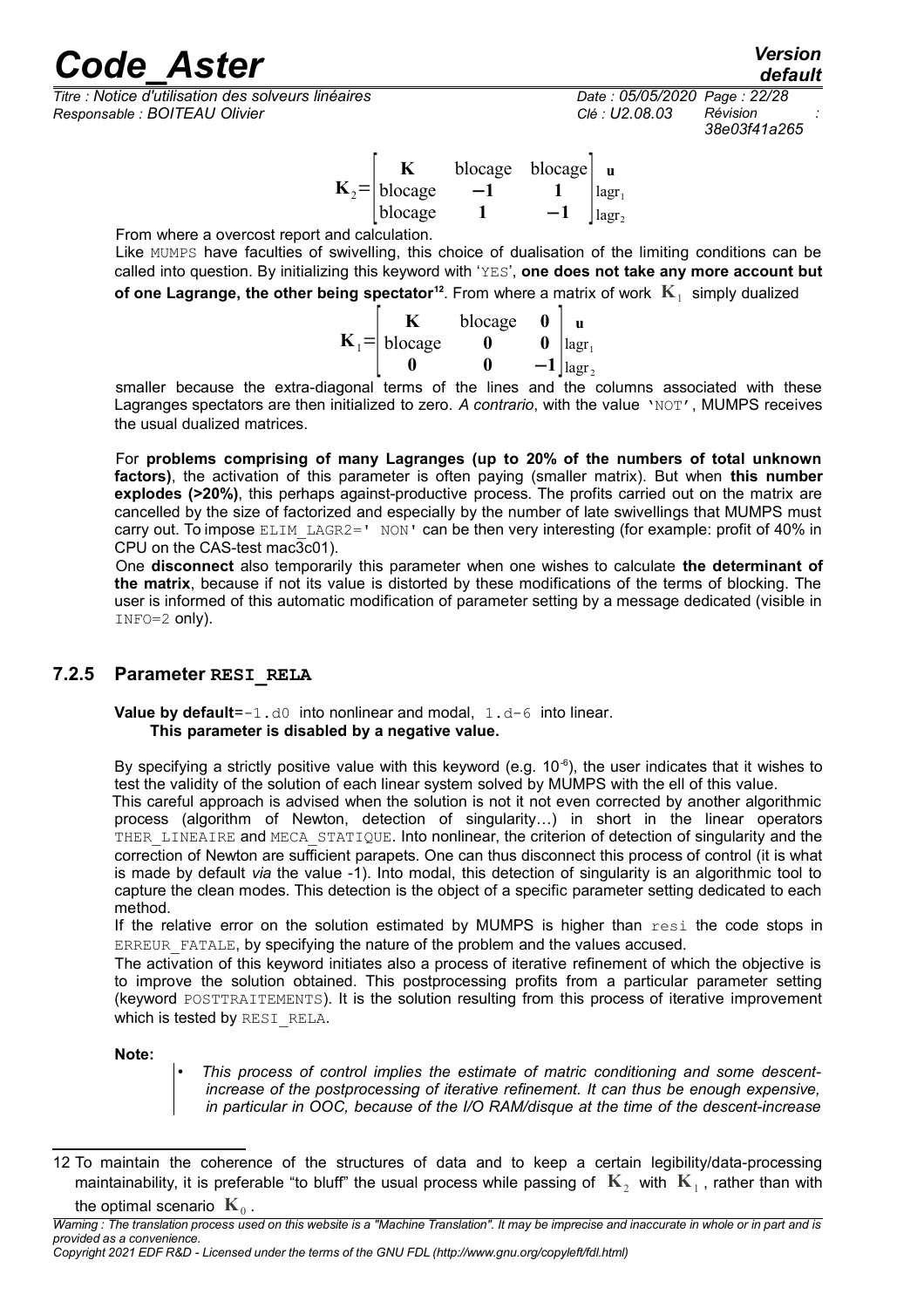$$\mathbf{K}_2 = \begin{bmatrix} \mathbf{K} & \text{blocage} & \text{blocage} \\ \text{blocage} & \mathbf{-1} & \mathbf{1} \\ \text{blocage} & \mathbf{1} & \mathbf{-1} \end{bmatrix} \begin{matrix} \mathbf{u} \\ \text{lagr}_1 \\ \text{lagr}_2 \end{matrix}$$

From where a overcost report and calculation.

Like MUMPS have faculties of swivelling, this choice of dualisation of the limiting conditions can be called into question. By initializing this keyword with 'YES', **one does not take any more account but of one Lagrange, the other being spectator**[12]. From where a matrix of work $\mathbf{K}_1$ simply dualized

$$\mathbf{K}_1 = \begin{bmatrix} \mathbf{K} & \text{blocage} & \mathbf{0} \\ \text{blocage} & \mathbf{0} & \mathbf{0} \\ \mathbf{0} & \mathbf{0} & \mathbf{-1} \end{bmatrix} \begin{matrix} \mathbf{u} \\ \text{lagr}_1 \\ \text{lagr}_2 \end{matrix}$$

smaller because the extra-diagonal terms of the lines and the columns associated with these Lagranges spectators are then initialized to zero. *A contrario*, with the value 'NOT', MUMPS receives the usual dualized matrices.

For **problems comprising of many Lagranges (up to 20% of the numbers of total unknown factors)**, the activation of this parameter is often paying (smaller matrix). But when **this number explodes (>20%)**, this perhaps against-productive process. The profits carried out on the matrix are cancelled by the size of factorized and especially by the number of late swivellings that MUMPS must carry out. To impose ELIM_LAGR2=' NON' can be then very interesting (for example: profit of 40% in CPU on the CAS-test mac3c01).

One **disconnect** also temporarily this parameter when one wishes to calculate **the determinant of the matrix**, because if not its value is distorted by these modifications of the terms of blocking. The user is informed of this automatic modification of parameter setting by a message dedicated (visible in INFO=2 only).

### 7.2.5 Parameter RESI_RELA

**Value by default**=-1.d0 into nonlinear and modal, 1.d-6 into linear.
**This parameter is disabled by a negative value.**

By specifying a strictly positive value with this keyword (e.g. $10^{-6}$), the user indicates that it wishes to test the validity of the solution of each linear system solved by MUMPS with the ell of this value.

This careful approach is advised when the solution is not it not even corrected by another algorithmic process (algorithm of Newton, detection of singularity…) in short in the linear operators THER_LINEAIRE and MECA_STATIQUE. Into nonlinear, the criterion of detection of singularity and the correction of Newton are sufficient parapets. One can thus disconnect this process of control (it is what is made by default *via* the value -1). Into modal, this detection of singularity is an algorithmic tool to capture the clean modes. This detection is the object of a specific parameter setting dedicated to each method.

If the relative error on the solution estimated by MUMPS is higher than resi the code stops in ERREUR_FATALE, by specifying the nature of the problem and the values accused.

The activation of this keyword initiates also a process of iterative refinement of which the objective is to improve the solution obtained. This postprocessing profits from a particular parameter setting (keyword POSTTRAITEMENTS). It is the solution resulting from this process of iterative improvement which is tested by RESI_RELA.

**Note:**

- *This process of control implies the estimate of matric conditioning and some descent-increase of the postprocessing of iterative refinement. It can thus be enough expensive, in particular in OOC, because of the I/O RAM/disque at the time of the descent-increase*

---

[12] To maintain the coherence of the structures of data and to keep a certain legibility/data-processing maintainability, it is preferable "to bluff" the usual process while passing of $\mathbf{K}_2$ with $\mathbf{K}_1$, rather than with the optimal scenario $\mathbf{K}_0$.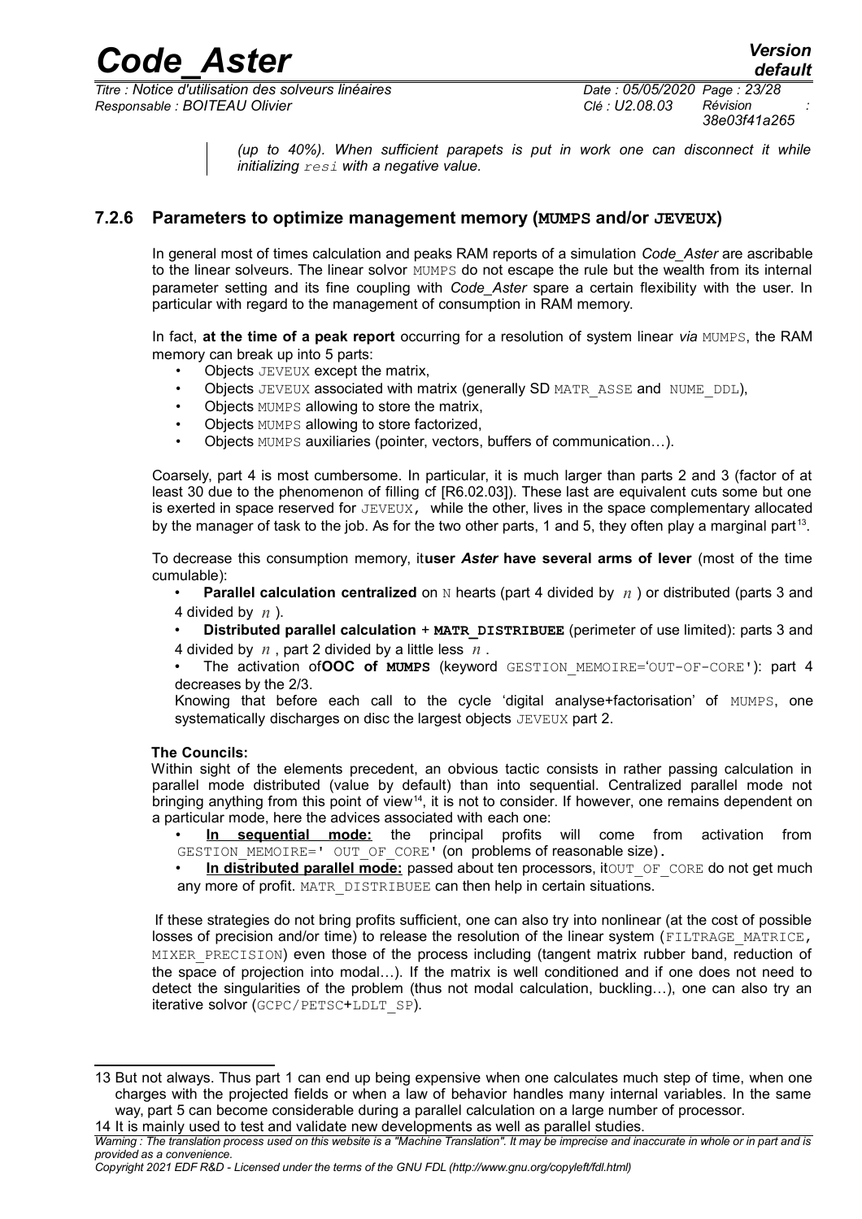*(up to 40%). When sufficient parapets is put in work one can disconnect it while initializing* `resi` *with a negative value.*

### 7.2.6 Parameters to optimize management memory (MUMPS and/or JEVEUX)

In general most of times calculation and peaks RAM reports of a simulation *Code_Aster* are ascribable to the linear solveurs. The linear solvor `MUMPS` do not escape the rule but the wealth from its internal parameter setting and its fine coupling with *Code_Aster* spare a certain flexibility with the user. In particular with regard to the management of consumption in RAM memory.

In fact, **at the time of a peak report** occurring for a resolution of system linear *via* `MUMPS`, the RAM memory can break up into 5 parts:

- Objects `JEVEUX` except the matrix,
- Objects `JEVEUX` associated with matrix (generally SD `MATR_ASSE` and `NUME_DDL`),
- Objects `MUMPS` allowing to store the matrix,
- Objects `MUMPS` allowing to store factorized,
- Objects `MUMPS` auxiliaries (pointer, vectors, buffers of communication…).

Coarsely, part 4 is most cumbersome. In particular, it is much larger than parts 2 and 3 (factor of at least 30 due to the phenomenon of filling cf [R6.02.03]). These last are equivalent cuts some but one is exerted in space reserved for `JEVEUX`, while the other, lives in the space complementary allocated by the manager of task to the job. As for the two other parts, 1 and 5, they often play a marginal part[13].

To decrease this consumption memory, it**user *Aster* have several arms of lever** (most of the time cumulable):

- **Parallel calculation centralized** on `N` hearts (part 4 divided by $n$ ) or distributed (parts 3 and 4 divided by $n$ ).
- **Distributed parallel calculation** + **`MATR_DISTRIBUEE`** (perimeter of use limited): parts 3 and 4 divided by $n$ , part 2 divided by a little less $n$ .
- The activation of**OOC of `MUMPS`** (keyword `GESTION_MEMOIRE='OUT-OF-CORE'`): part 4 decreases by the 2/3.

  Knowing that before each call to the cycle 'digital analyse+factorisation' of `MUMPS`, one systematically discharges on disc the largest objects `JEVEUX` part 2.

**The Councils:**

Within sight of the elements precedent, an obvious tactic consists in rather passing calculation in parallel mode distributed (value by default) than into sequential. Centralized parallel mode not bringing anything from this point of view[14], it is not to consider. If however, one remains dependent on a particular mode, here the advices associated with each one:

- **<u>In sequential mode:</u>** the principal profits will come from activation from `GESTION_MEMOIRE=' OUT_OF_CORE'` (on problems of reasonable size).
- **<u>In distributed parallel mode:</u>** passed about ten processors, it`OUT_OF_CORE` do not get much any more of profit. `MATR_DISTRIBUEE` can then help in certain situations.

If these strategies do not bring profits sufficient, one can also try into nonlinear (at the cost of possible losses of precision and/or time) to release the resolution of the linear system (`FILTRAGE_MATRICE`, `MIXER_PRECISION`) even those of the process including (tangent matrix rubber band, reduction of the space of projection into modal…). If the matrix is well conditioned and if one does not need to detect the singularities of the problem (thus not modal calculation, buckling…), one can also try an iterative solvor (`GCPC/PETSC`+`LDLT_SP`).

---

13 But not always. Thus part 1 can end up being expensive when one calculates much step of time, when one charges with the projected fields or when a law of behavior handles many internal variables. In the same way, part 5 can become considerable during a parallel calculation on a large number of processor.

14 It is mainly used to test and validate new developments as well as parallel studies.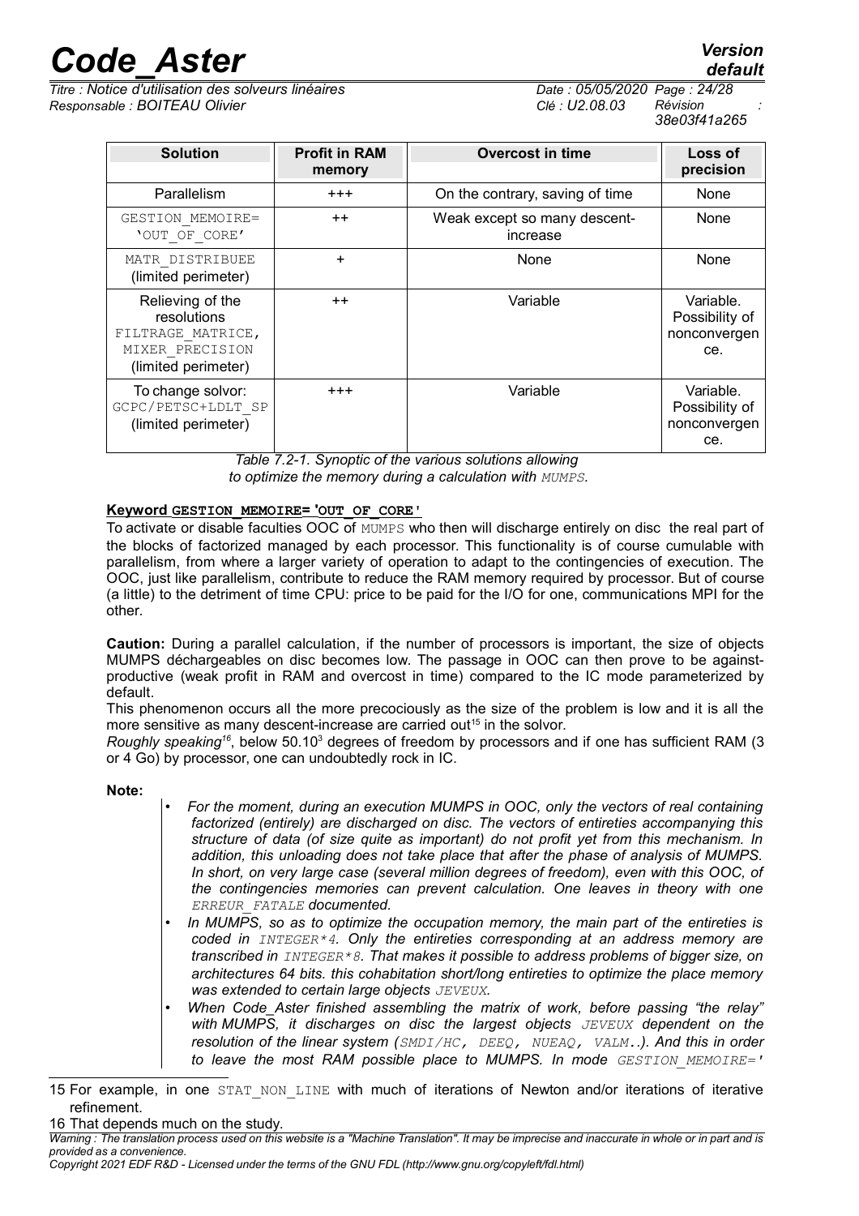| Solution | Profit in RAM memory | Overcost in time | Loss of precision |
|---|---|---|---|
| Parallelism | +++ | On the contrary, saving of time | None |
| GESTION_MEMOIRE= 'OUT_OF_CORE' | ++ | Weak except so many descent-increase | None |
| MATR_DISTRIBUEE (limited perimeter) | + | None | None |
| Relieving of the resolutions FILTRAGE_MATRICE, MIXER_PRECISION (limited perimeter) | ++ | Variable | Variable. Possibility of nonconvergence. |
| To change solvor: GCPC/PETSC+LDLT_SP (limited perimeter) | +++ | Variable | Variable. Possibility of nonconvergence. |

*Table 7.2-1. Synoptic of the various solutions allowing to optimize the memory during a calculation with MUMPS.*

**Keyword GESTION_MEMOIRE= 'OUT_OF_CORE'**

To activate or disable faculties OOC of MUMPS who then will discharge entirely on disc the real part of the blocks of factorized managed by each processor. This functionality is of course cumulable with parallelism, from where a larger variety of operation to adapt to the contingencies of execution. The OOC, just like parallelism, contribute to reduce the RAM memory required by processor. But of course (a little) to the detriment of time CPU: price to be paid for the I/O for one, communications MPI for the other.

**Caution:** During a parallel calculation, if the number of processors is important, the size of objects MUMPS déchargeables on disc becomes low. The passage in OOC can then prove to be against-productive (weak profit in RAM and overcost in time) compared to the IC mode parameterized by default.

This phenomenon occurs all the more precociously as the size of the problem is low and it is all the more sensitive as many descent-increase are carried out[15] in the solvor.

*Roughly speaking*[16], below $50.10^3$ degrees of freedom by processors and if one has sufficient RAM (3 or 4 Go) by processor, one can undoubtedly rock in IC.

**Note:**

- *For the moment, during an execution MUMPS in OOC, only the vectors of real containing factorized (entirely) are discharged on disc. The vectors of entireties accompanying this structure of data (of size quite as important) do not profit yet from this mechanism. In addition, this unloading does not take place that after the phase of analysis of MUMPS. In short, on very large case (several million degrees of freedom), even with this OOC, of the contingencies memories can prevent calculation. One leaves in theory with one ERREUR_FATALE documented.*
- *In MUMPS, so as to optimize the occupation memory, the main part of the entireties is coded in INTEGER\*4. Only the entireties corresponding at an address memory are transcribed in INTEGER\*8. That makes it possible to address problems of bigger size, on architectures 64 bits. this cohabitation short/long entireties to optimize the place memory was extended to certain large objects JEVEUX.*
- *When Code_Aster finished assembling the matrix of work, before passing "the relay" with MUMPS, it discharges on disc the largest objects JEVEUX dependent on the resolution of the linear system (SMDI/HC, DEEQ, NUEAQ, VALM..). And this in order to leave the most RAM possible place to MUMPS. In mode GESTION_MEMOIRE='*

15 For example, in one STAT_NON_LINE with much of iterations of Newton and/or iterations of iterative refinement.

16 That depends much on the study.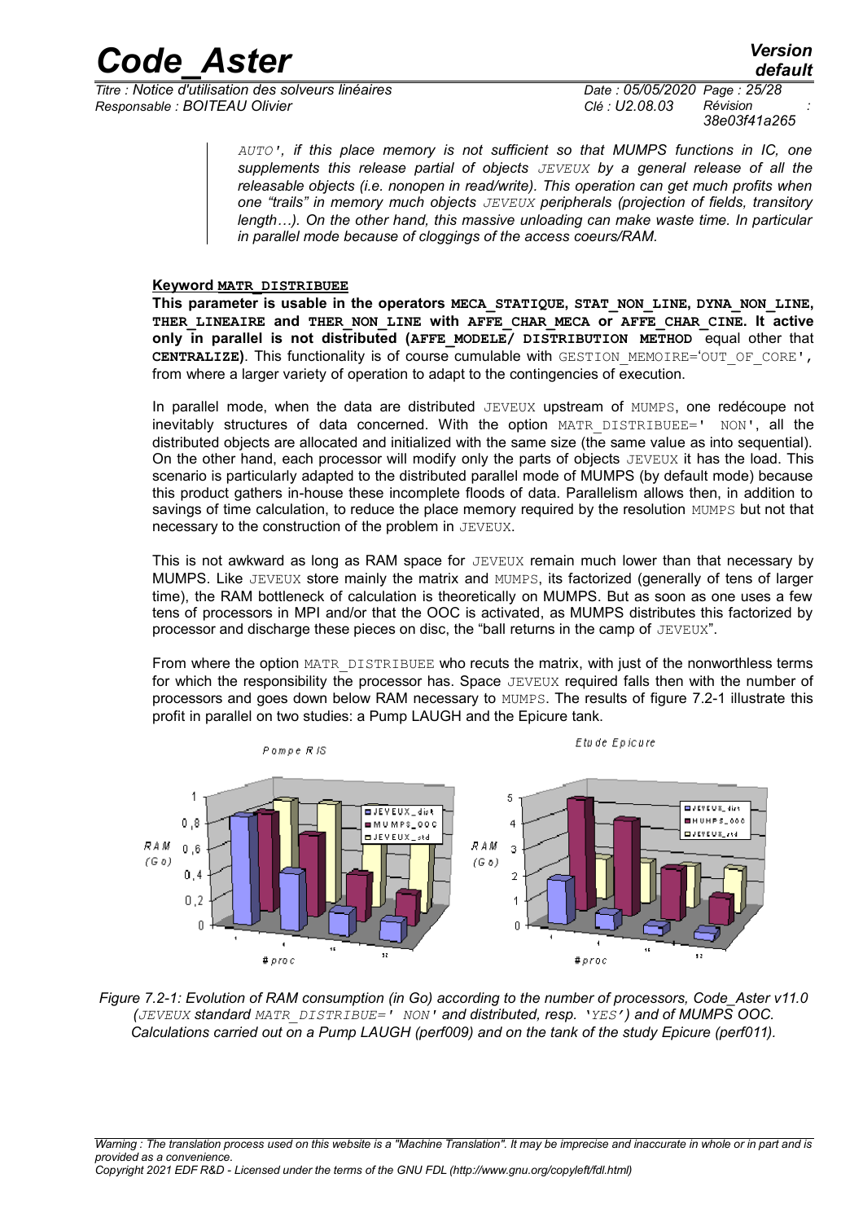*AUTO', if this place memory is not sufficient so that MUMPS functions in IC, one supplements this release partial of objects JEVEUX by a general release of all the releasable objects (i.e. nonopen in read/write). This operation can get much profits when one "trails" in memory much objects JEVEUX peripherals (projection of fields, transitory length…). On the other hand, this massive unloading can make waste time. In particular in parallel mode because of cloggings of the access coeurs/RAM.*

**Keyword MATR_DISTRIBUEE**

**This parameter is usable in the operators MECA_STATIQUE, STAT_NON_LINE, DYNA_NON_LINE, THER_LINEAIRE and THER_NON_LINE with AFFE_CHAR_MECA or AFFE_CHAR_CINE. It active only in parallel is not distributed (AFFE_MODELE/ DISTRIBUTION METHOD** equal other that **CENTRALIZE)**. This functionality is of course cumulable with GESTION_MEMOIRE='OUT_OF_CORE', from where a larger variety of operation to adapt to the contingencies of execution.

In parallel mode, when the data are distributed JEVEUX upstream of MUMPS, one redécoupe not inevitably structures of data concerned. With the option MATR_DISTRIBUEE=' NON', all the distributed objects are allocated and initialized with the same size (the same value as into sequential). On the other hand, each processor will modify only the parts of objects JEVEUX it has the load. This scenario is particularly adapted to the distributed parallel mode of MUMPS (by default mode) because this product gathers in-house these incomplete floods of data. Parallelism allows then, in addition to savings of time calculation, to reduce the place memory required by the resolution MUMPS but not that necessary to the construction of the problem in JEVEUX.

This is not awkward as long as RAM space for JEVEUX remain much lower than that necessary by MUMPS. Like JEVEUX store mainly the matrix and MUMPS, its factorized (generally of tens of larger time), the RAM bottleneck of calculation is theoretically on MUMPS. But as soon as one uses a few tens of processors in MPI and/or that the OOC is activated, as MUMPS distributes this factorized by processor and discharge these pieces on disc, the "ball returns in the camp of JEVEUX".

From where the option MATR_DISTRIBUEE who recuts the matrix, with just of the nonworthless terms for which the responsibility the processor has. Space JEVEUX required falls then with the number of processors and goes down below RAM necessary to MUMPS. The results of figure 7.2-1 illustrate this profit in parallel on two studies: a Pump LAUGH and the Epicure tank.

*Figure 7.2-1: Evolution of RAM consumption (in Go) according to the number of processors, Code_Aster v11.0 (JEVEUX standard MATR_DISTRIBUE=' NON' and distributed, resp. 'YES') and of MUMPS OOC. Calculations carried out on a Pump LAUGH (perf009) and on the tank of the study Epicure (perf011).*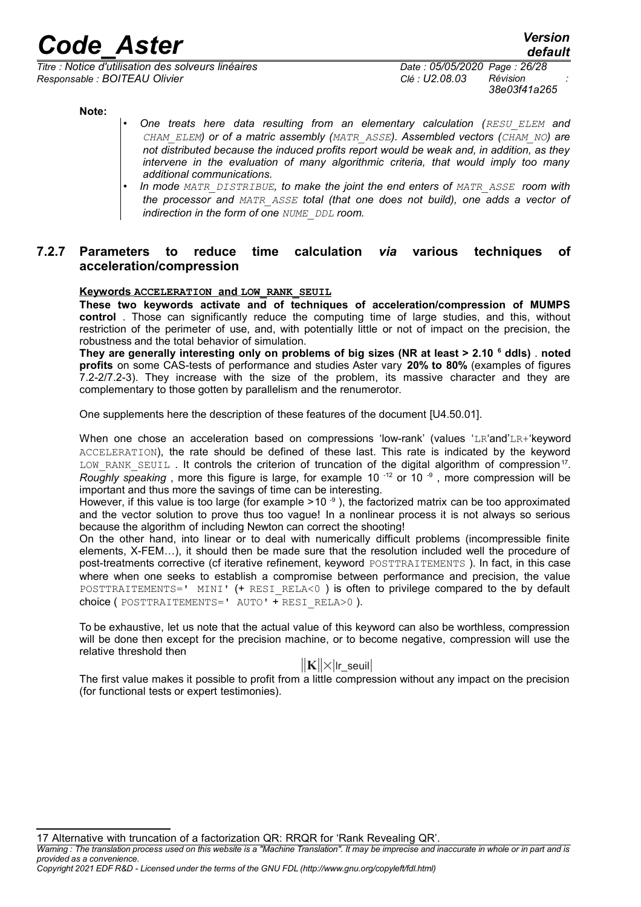**Note:**

- *One treats here data resulting from an elementary calculation (RESU_ELEM and CHAM_ELEM) or of a matric assembly (MATR_ASSE). Assembled vectors (CHAM_NO) are not distributed because the induced profits report would be weak and, in addition, as they intervene in the evaluation of many algorithmic criteria, that would imply too many additional communications.*
- *In mode MATR_DISTRIBUE, to make the joint the end enters of MATR_ASSE room with the processor and MATR_ASSE total (that one does not build), one adds a vector of indirection in the form of one NUME_DDL room.*

### 7.2.7 Parameters to reduce time calculation *via* various techniques of acceleration/compression

**Keywords ACCELERATION and LOW_RANK_SEUIL**

**These two keywords activate and of techniques of acceleration/compression of MUMPS control** . Those can significantly reduce the computing time of large studies, and this, without restriction of the perimeter of use, and, with potentially little or not of impact on the precision, the robustness and the total behavior of simulation.

**They are generally interesting only on problems of big sizes (NR at least > 2.10 $^{6}$ ddls)** . **noted profits** on some CAS-tests of performance and studies Aster vary **20% to 80%** (examples of figures 7.2-2/7.2-3). They increase with the size of the problem, its massive character and they are complementary to those gotten by parallelism and the renumerotor.

One supplements here the description of these features of the document [U4.50.01].

When one chose an acceleration based on compressions 'low-rank' (values 'LR'and'LR+'keyword ACCELERATION), the rate should be defined of these last. This rate is indicated by the keyword LOW_RANK_SEUIL . It controls the criterion of truncation of the digital algorithm of compression[17]. *Roughly speaking* , more this figure is large, for example 10 $^{-12}$ or 10 $^{-9}$ , more compression will be important and thus more the savings of time can be interesting.

However, if this value is too large (for example >10 $^{-9}$ ), the factorized matrix can be too approximated and the vector solution to prove thus too vague! In a nonlinear process it is not always so serious because the algorithm of including Newton can correct the shooting!

On the other hand, into linear or to deal with numerically difficult problems (incompressible finite elements, X-FEM…), it should then be made sure that the resolution included well the procedure of post-treatments corrective (cf iterative refinement, keyword POSTTRAITEMENTS ). In fact, in this case where when one seeks to establish a compromise between performance and precision, the value POSTTRAITEMENTS=' MINI' (+ RESI_RELA<0 ) is often to privilege compared to the by default choice ( POSTTRAITEMENTS=' AUTO' + RESI_RELA>0 ).

To be exhaustive, let us note that the actual value of this keyword can also be worthless, compression will be done then except for the precision machine, or to become negative, compression will use the relative threshold then

$$\|\mathbf{K}\| \times |\text{lr\_seuil}|$$

The first value makes it possible to profit from a little compression without any impact on the precision (for functional tests or expert testimonies).

17 Alternative with truncation of a factorization QR: RRQR for 'Rank Revealing QR'.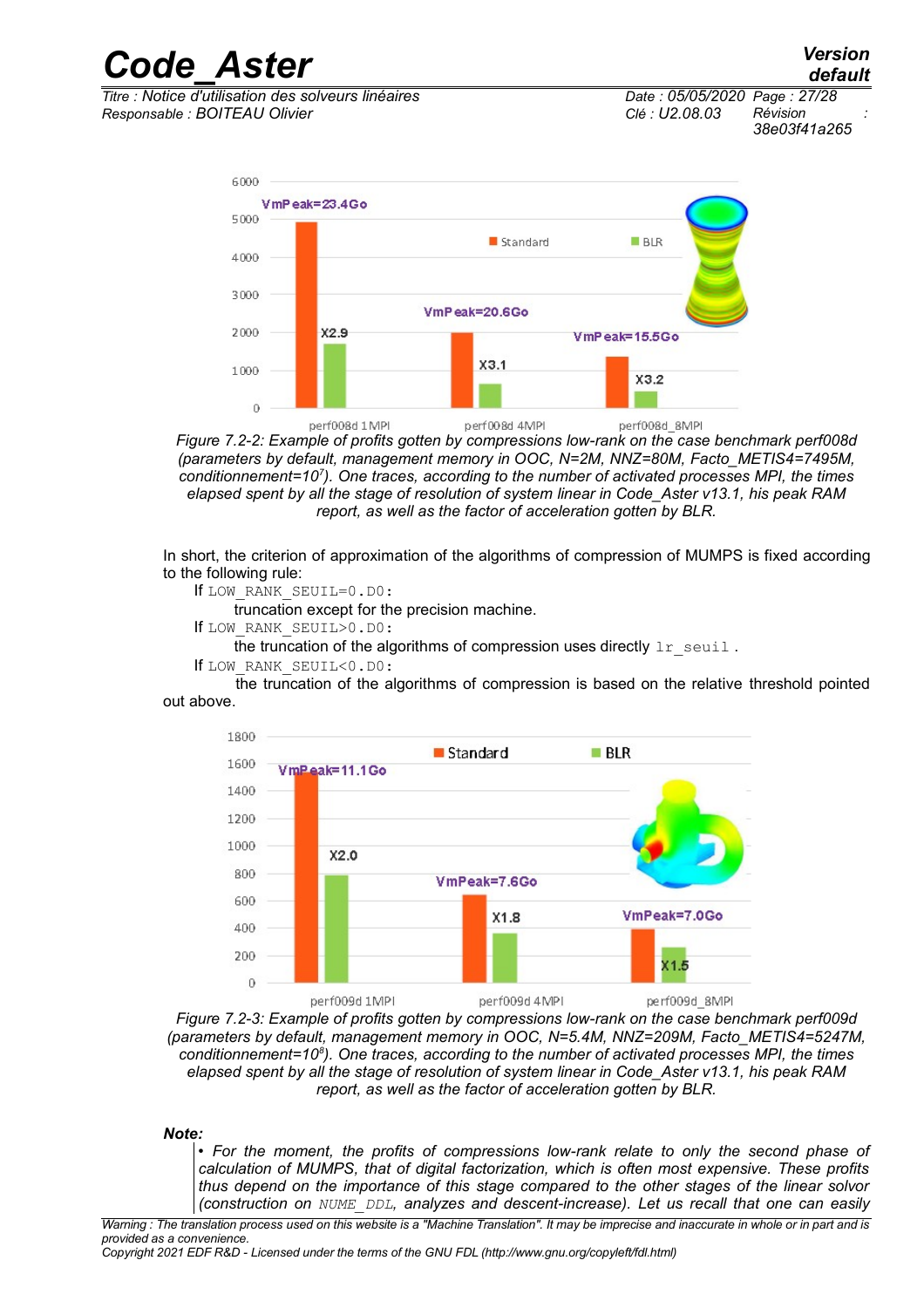Figure 7.2-2: Example of profits gotten by compressions low-rank on the case benchmark perf008d (parameters by default, management memory in OOC, N=2M, NNZ=80M, Facto_METIS4=7495M, conditionnement=$10^7$). One traces, according to the number of activated processes MPI, the times elapsed spent by all the stage of resolution of system linear in Code_Aster v13.1, his peak RAM report, as well as the factor of acceleration gotten by BLR.

In short, the criterion of approximation of the algorithms of compression of MUMPS is fixed according to the following rule:

If `LOW_RANK_SEUIL=0.D0`:
: truncation except for the precision machine.

If `LOW_RANK_SEUIL>0.D0`:
: the truncation of the algorithms of compression uses directly `lr_seuil`.

If `LOW_RANK_SEUIL<0.D0`:
: the truncation of the algorithms of compression is based on the relative threshold pointed out above.

Figure 7.2-3: Example of profits gotten by compressions low-rank on the case benchmark perf009d (parameters by default, management memory in OOC, N=5.4M, NNZ=209M, Facto_METIS4=5247M, conditionnement=$10^8$). One traces, according to the number of activated processes MPI, the times elapsed spent by all the stage of resolution of system linear in Code_Aster v13.1, his peak RAM report, as well as the factor of acceleration gotten by BLR.

**Note:**

- For the moment, the profits of compressions low-rank relate to only the second phase of calculation of MUMPS, that of digital factorization, which is often most expensive. These profits thus depend on the importance of this stage compared to the other stages of the linear solvor (construction on `NUME_DDL`, analyzes and descent-increase). Let us recall that one can easily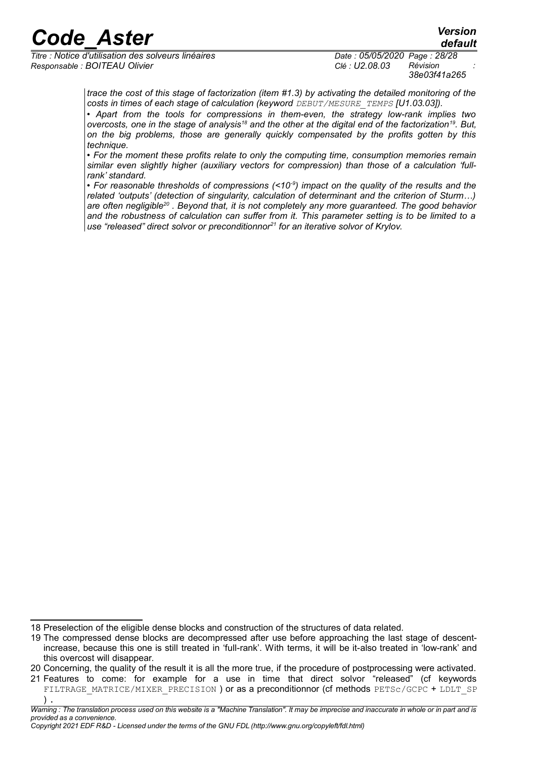*trace the cost of this stage of factorization (item #1.3) by activating the detailed monitoring of the costs in times of each stage of calculation (keyword DEBUT/MESURE_TEMPS [U1.03.03]).*

*• Apart from the tools for compressions in them-even, the strategy low-rank implies two overcosts, one in the stage of analysis[18] and the other at the digital end of the factorization[19]. But, on the big problems, those are generally quickly compensated by the profits gotten by this technique.*

*• For the moment these profits relate to only the computing time, consumption memories remain similar even slightly higher (auxiliary vectors for compression) than those of a calculation 'full-rank' standard.*

*• For reasonable thresholds of compressions ($<10^{-9}$) impact on the quality of the results and the related 'outputs' (detection of singularity, calculation of determinant and the criterion of Sturm…) are often negligible[20] . Beyond that, it is not completely any more guaranteed. The good behavior and the robustness of calculation can suffer from it. This parameter setting is to be limited to a use "released" direct solvor or preconditionnor[21] for an iterative solvor of Krylov.*

---

18 Preselection of the eligible dense blocks and construction of the structures of data related.

19 The compressed dense blocks are decompressed after use before approaching the last stage of descent-increase, because this one is still treated in 'full-rank'. With terms, it will be it-also treated in 'low-rank' and this overcost will disappear.

20 Concerning, the quality of the result it is all the more true, if the procedure of postprocessing were activated.

21 Features to come: for example for a use in time that direct solvor "released" (cf keywords FILTRAGE_MATRICE/MIXER_PRECISION ) or as a preconditionnor (cf methods PETSc/GCPC + LDLT_SP ) .

*Warning : The translation process used on this website is a "Machine Translation". It may be imprecise and inaccurate in whole or in part and is provided as a convenience.*
*Copyright 2021 EDF R&D - Licensed under the terms of the GNU FDL (http://www.gnu.org/copyleft/fdl.html)*